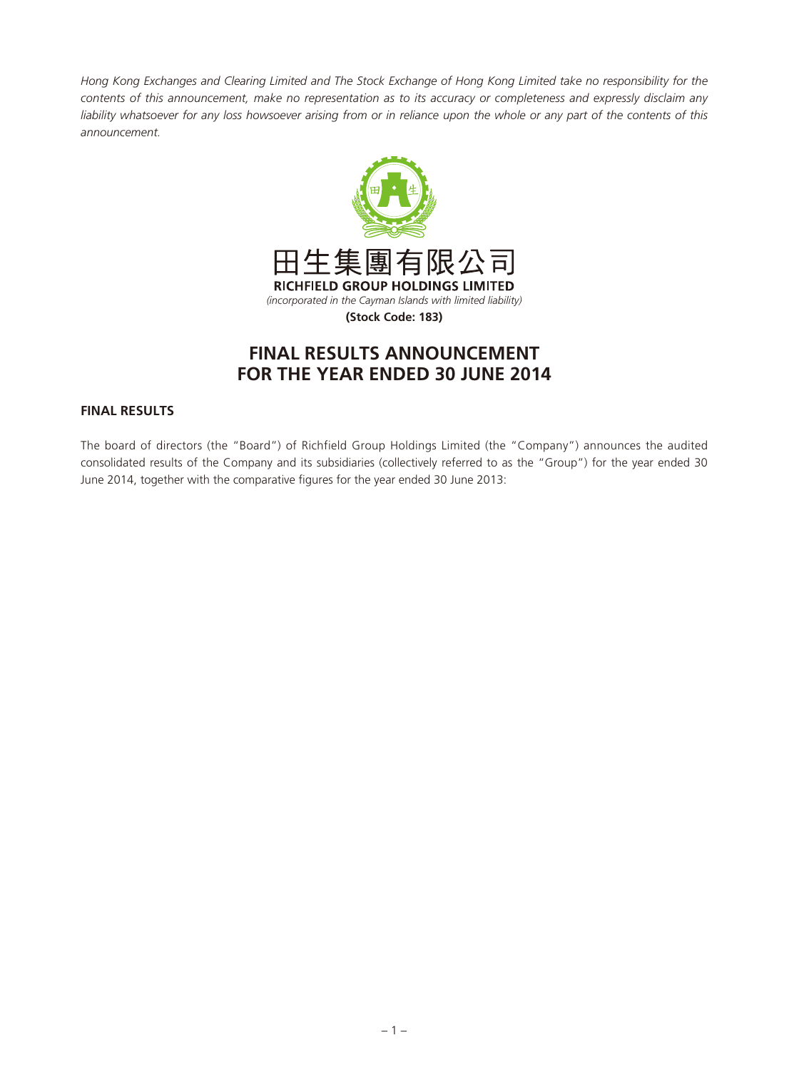*Hong Kong Exchanges and Clearing Limited and The Stock Exchange of Hong Kong Limited take no responsibility for the contents of this announcement, make no representation as to its accuracy or completeness and expressly disclaim any liability whatsoever for any loss howsoever arising from or in reliance upon the whole or any part of the contents of this announcement.*

田生集團有限公司
**RICHFIELD GROUP HOLDINGS LIMITED**
*(incorporated in the Cayman Islands with limited liability)*
**(Stock Code: 183)**

# FINAL RESULTS ANNOUNCEMENT FOR THE YEAR ENDED 30 JUNE 2014

## FINAL RESULTS

The board of directors (the "Board") of Richfield Group Holdings Limited (the "Company") announces the audited consolidated results of the Company and its subsidiaries (collectively referred to as the "Group") for the year ended 30 June 2014, together with the comparative figures for the year ended 30 June 2013: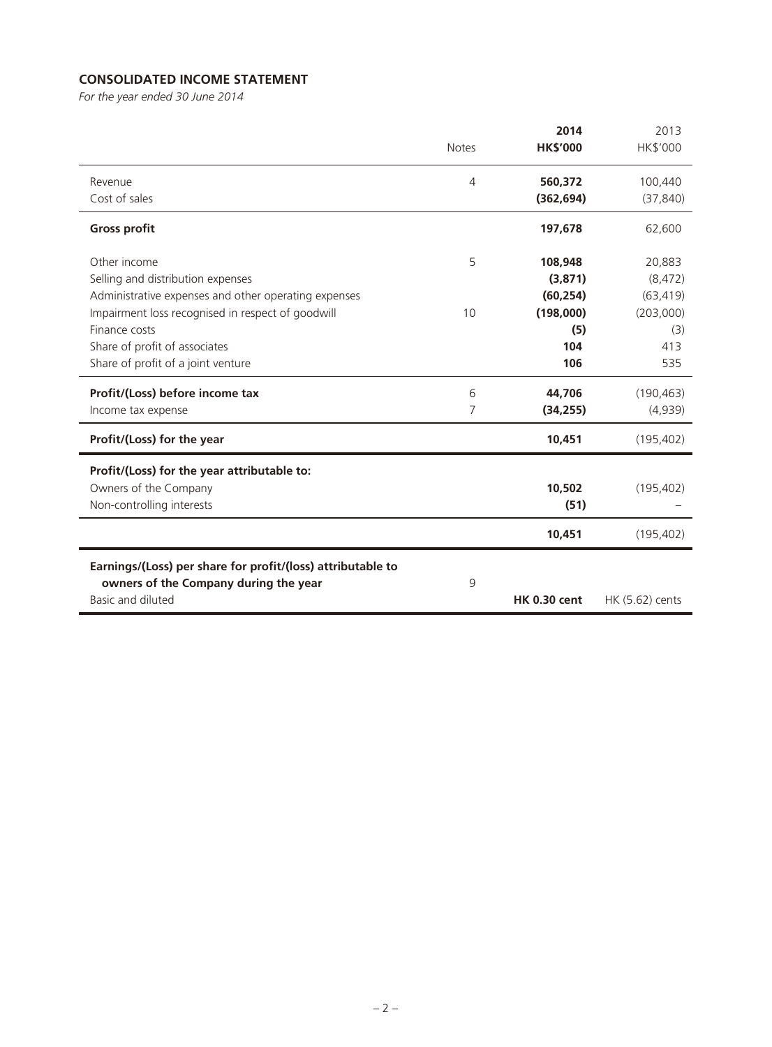**CONSOLIDATED INCOME STATEMENT**

*For the year ended 30 June 2014*

| | Notes | **2014**<br>**HK$'000** | 2013<br>HK$'000 |
|---|---|---|---|
| Revenue | 4 | **560,372** | 100,440 |
| Cost of sales | | **(362,694)** | (37,840) |
| **Gross profit** | | **197,678** | 62,600 |
| Other income | 5 | **108,948** | 20,883 |
| Selling and distribution expenses | | **(3,871)** | (8,472) |
| Administrative expenses and other operating expenses | | **(60,254)** | (63,419) |
| Impairment loss recognised in respect of goodwill | 10 | **(198,000)** | (203,000) |
| Finance costs | | **(5)** | (3) |
| Share of profit of associates | | **104** | 413 |
| Share of profit of a joint venture | | **106** | 535 |
| **Profit/(Loss) before income tax** | 6 | **44,706** | (190,463) |
| Income tax expense | 7 | **(34,255)** | (4,939) |
| **Profit/(Loss) for the year** | | **10,451** | (195,402) |
| **Profit/(Loss) for the year attributable to:** | | | |
| Owners of the Company | | **10,502** | (195,402) |
| Non-controlling interests | | **(51)** | – |
| | | **10,451** | (195,402) |
| **Earnings/(Loss) per share for profit/(loss) attributable to owners of the Company during the year** | 9 | | |
| Basic and diluted | | **HK 0.30 cent** | HK (5.62) cents |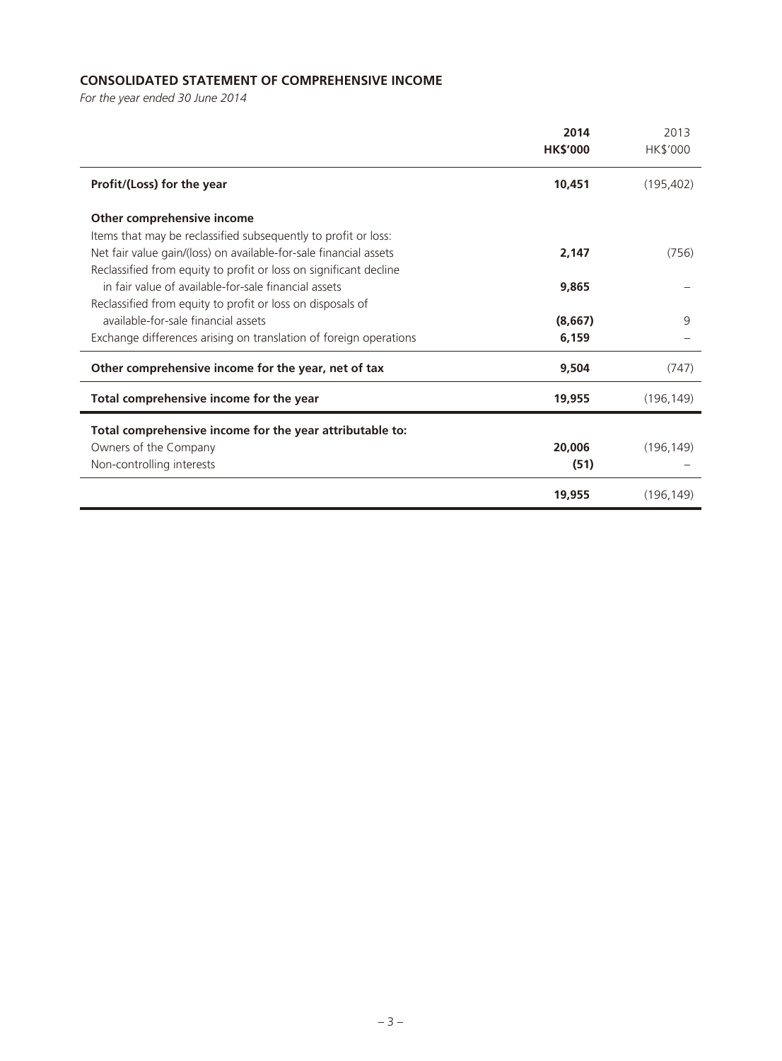**CONSOLIDATED STATEMENT OF COMPREHENSIVE INCOME**

*For the year ended 30 June 2014*

| | **2014** **HK$'000** | 2013 HK$'000 |
|---|---|---|
| **Profit/(Loss) for the year** | **10,451** | (195,402) |
| **Other comprehensive income** | | |
| Items that may be reclassified subsequently to profit or loss: | | |
| Net fair value gain/(loss) on available-for-sale financial assets | **2,147** | (756) |
| Reclassified from equity to profit or loss on significant decline in fair value of available-for-sale financial assets | **9,865** | – |
| Reclassified from equity to profit or loss on disposals of available-for-sale financial assets | **(8,667)** | 9 |
| Exchange differences arising on translation of foreign operations | **6,159** | – |
| **Other comprehensive income for the year, net of tax** | **9,504** | (747) |
| **Total comprehensive income for the year** | **19,955** | (196,149) |
| **Total comprehensive income for the year attributable to:** | | |
| Owners of the Company | **20,006** | (196,149) |
| Non-controlling interests | **(51)** | – |
| | **19,955** | (196,149) |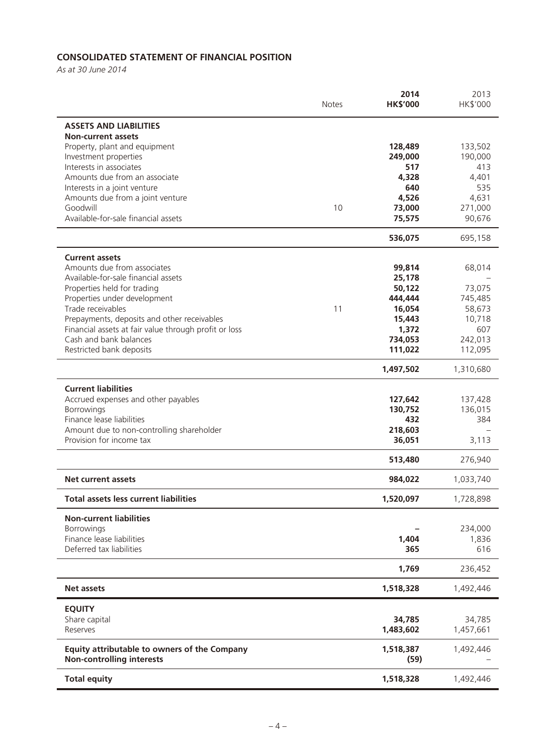## CONSOLIDATED STATEMENT OF FINANCIAL POSITION

*As at 30 June 2014*

| | Notes | 2014 HK$'000 | 2013 HK$'000 |
|---|---|---|---|
| **ASSETS AND LIABILITIES** | | | |
| **Non-current assets** | | | |
| Property, plant and equipment | | **128,489** | 133,502 |
| Investment properties | | **249,000** | 190,000 |
| Interests in associates | | **517** | 413 |
| Amounts due from an associate | | **4,328** | 4,401 |
| Interests in a joint venture | | **640** | 535 |
| Amounts due from a joint venture | | **4,526** | 4,631 |
| Goodwill | 10 | **73,000** | 271,000 |
| Available-for-sale financial assets | | **75,575** | 90,676 |
| | | **536,075** | 695,158 |
| **Current assets** | | | |
| Amounts due from associates | | **99,814** | 68,014 |
| Available-for-sale financial assets | | **25,178** | – |
| Properties held for trading | | **50,122** | 73,075 |
| Properties under development | | **444,444** | 745,485 |
| Trade receivables | 11 | **16,054** | 58,673 |
| Prepayments, deposits and other receivables | | **15,443** | 10,718 |
| Financial assets at fair value through profit or loss | | **1,372** | 607 |
| Cash and bank balances | | **734,053** | 242,013 |
| Restricted bank deposits | | **111,022** | 112,095 |
| | | **1,497,502** | 1,310,680 |
| **Current liabilities** | | | |
| Accrued expenses and other payables | | **127,642** | 137,428 |
| Borrowings | | **130,752** | 136,015 |
| Finance lease liabilities | | **432** | 384 |
| Amount due to non-controlling shareholder | | **218,603** | – |
| Provision for income tax | | **36,051** | 3,113 |
| | | **513,480** | 276,940 |
| **Net current assets** | | **984,022** | 1,033,740 |
| **Total assets less current liabilities** | | **1,520,097** | 1,728,898 |
| **Non-current liabilities** | | | |
| Borrowings | | **–** | 234,000 |
| Finance lease liabilities | | **1,404** | 1,836 |
| Deferred tax liabilities | | **365** | 616 |
| | | **1,769** | 236,452 |
| **Net assets** | | **1,518,328** | 1,492,446 |
| **EQUITY** | | | |
| Share capital | | **34,785** | 34,785 |
| Reserves | | **1,483,602** | 1,457,661 |
| **Equity attributable to owners of the Company** | | **1,518,387** | 1,492,446 |
| **Non-controlling interests** | | **(59)** | – |
| **Total equity** | | **1,518,328** | 1,492,446 |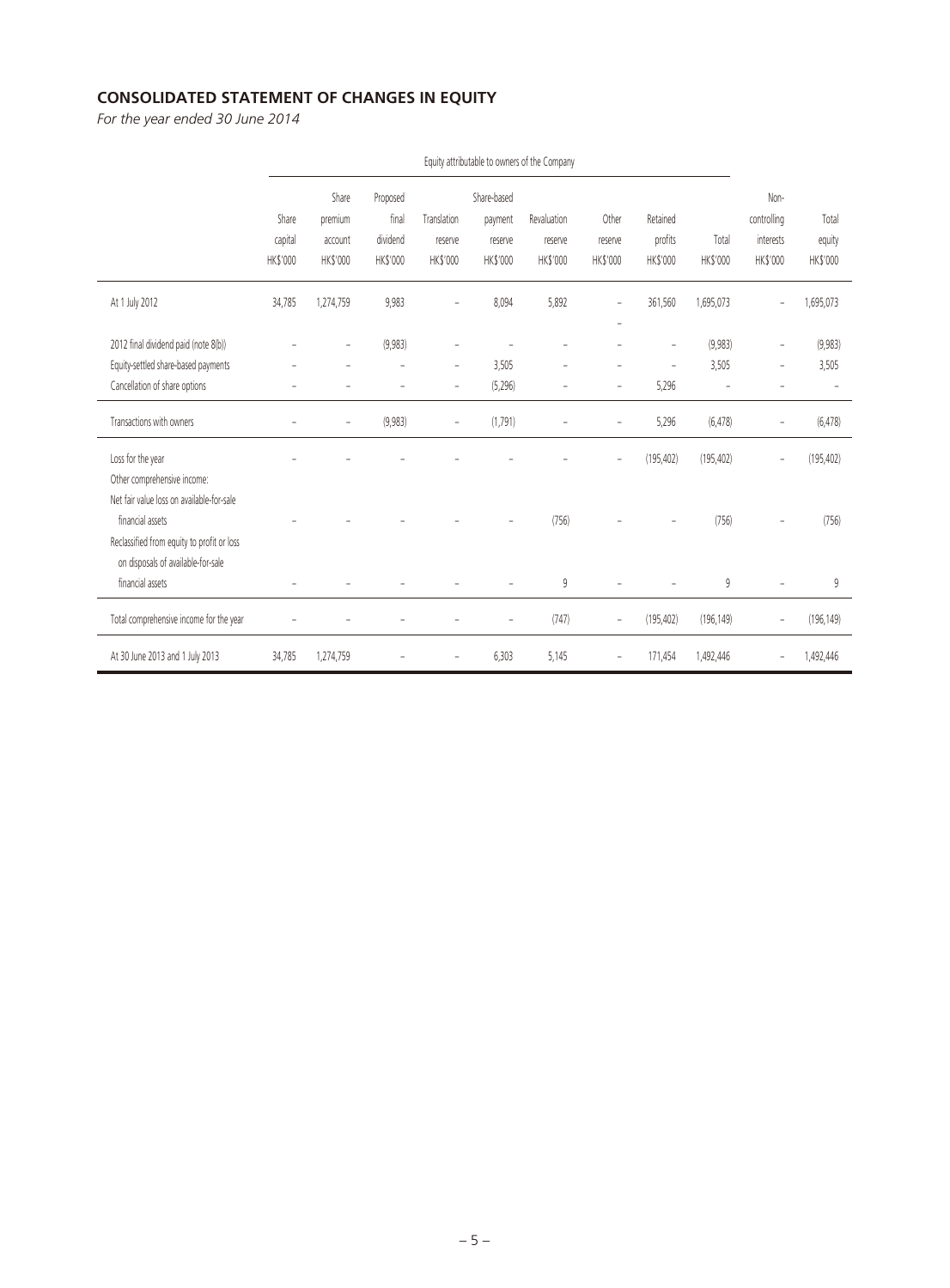## CONSOLIDATED STATEMENT OF CHANGES IN EQUITY

*For the year ended 30 June 2014*

| | Equity attributable to owners of the Company | | | | | | | | | | |
|---|---|---|---|---|---|---|---|---|---|---|---|
| | Share capital HK$'000 | Share premium account HK$'000 | Proposed final dividend HK$'000 | Translation reserve HK$'000 | Share-based payment reserve HK$'000 | Revaluation reserve HK$'000 | Other reserve HK$'000 | Retained profits HK$'000 | Total HK$'000 | Non-controlling interests HK$'000 | Total equity HK$'000 |
| At 1 July 2012 | 34,785 | 1,274,759 | 9,983 | – | 8,094 | 5,892 | – | 361,560 | 1,695,073 | – | 1,695,073 |
| 2012 final dividend paid (note 8(b)) | – | – | (9,983) | – | – | – | – | – | (9,983) | – | (9,983) |
| Equity-settled share-based payments | – | – | – | – | 3,505 | – | – | – | 3,505 | – | 3,505 |
| Cancellation of share options | – | – | – | – | (5,296) | – | – | 5,296 | – | – | – |
| Transactions with owners | – | – | (9,983) | – | (1,791) | – | – | 5,296 | (6,478) | – | (6,478) |
| Loss for the year | – | – | – | – | – | – | – | (195,402) | (195,402) | – | (195,402) |
| Other comprehensive income: | | | | | | | | | | | |
| Net fair value loss on available-for-sale financial assets | – | – | – | – | – | (756) | – | – | (756) | – | (756) |
| Reclassified from equity to profit or loss on disposals of available-for-sale financial assets | – | – | – | – | – | 9 | – | – | 9 | – | 9 |
| Total comprehensive income for the year | – | – | – | – | – | (747) | – | (195,402) | (196,149) | – | (196,149) |
| At 30 June 2013 and 1 July 2013 | 34,785 | 1,274,759 | – | – | 6,303 | 5,145 | – | 171,454 | 1,492,446 | – | 1,492,446 |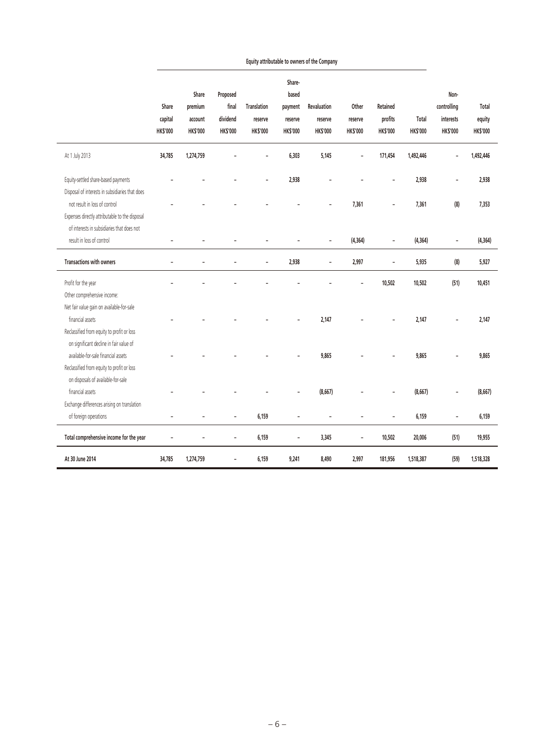| | Equity attributable to owners of the Company | | | | | | | | | | |
|---|---|---|---|---|---|---|---|---|---|---|---|
| | Share capital HK$'000 | Share premium account HK$'000 | Proposed final dividend HK$'000 | Translation reserve HK$'000 | Share-based payment reserve HK$'000 | Revaluation reserve HK$'000 | Other reserve HK$'000 | Retained profits HK$'000 | Total HK$'000 | Non-controlling interests HK$'000 | Total equity HK$'000 |
| At 1 July 2013 | **34,785** | **1,274,759** | – | – | **6,303** | **5,145** | – | **171,454** | **1,492,446** | – | **1,492,446** |
| Equity-settled share-based payments | – | – | – | – | 2,938 | – | – | – | 2,938 | – | 2,938 |
| Disposal of interests in subsidiaries that does not result in loss of control | – | – | – | – | – | – | 7,361 | – | 7,361 | (8) | 7,353 |
| Expenses directly attributable to the disposal of interests in subsidiaries that does not result in loss of control | – | – | – | – | – | – | (4,364) | – | (4,364) | – | (4,364) |
| **Transactions with owners** | – | – | – | – | **2,938** | – | **2,997** | – | **5,935** | **(8)** | **5,927** |
| Profit for the year | – | – | – | – | – | – | – | 10,502 | 10,502 | (51) | 10,451 |
| Other comprehensive income: | | | | | | | | | | | |
| Net fair value gain on available-for-sale financial assets | – | – | – | – | – | 2,147 | – | – | 2,147 | – | 2,147 |
| Reclassified from equity to profit or loss on significant decline in fair value of available-for-sale financial assets | – | – | – | – | – | 9,865 | – | – | 9,865 | – | 9,865 |
| Reclassified from equity to profit or loss on disposals of available-for-sale financial assets | – | – | – | – | – | (8,667) | – | – | (8,667) | – | (8,667) |
| Exchange differences arising on translation of foreign operations | – | – | – | 6,159 | – | – | – | – | 6,159 | – | 6,159 |
| **Total comprehensive income for the year** | – | – | – | **6,159** | – | **3,345** | – | **10,502** | **20,006** | **(51)** | **19,955** |
| **At 30 June 2014** | **34,785** | **1,274,759** | – | **6,159** | **9,241** | **8,490** | **2,997** | **181,956** | **1,518,387** | **(59)** | **1,518,328** |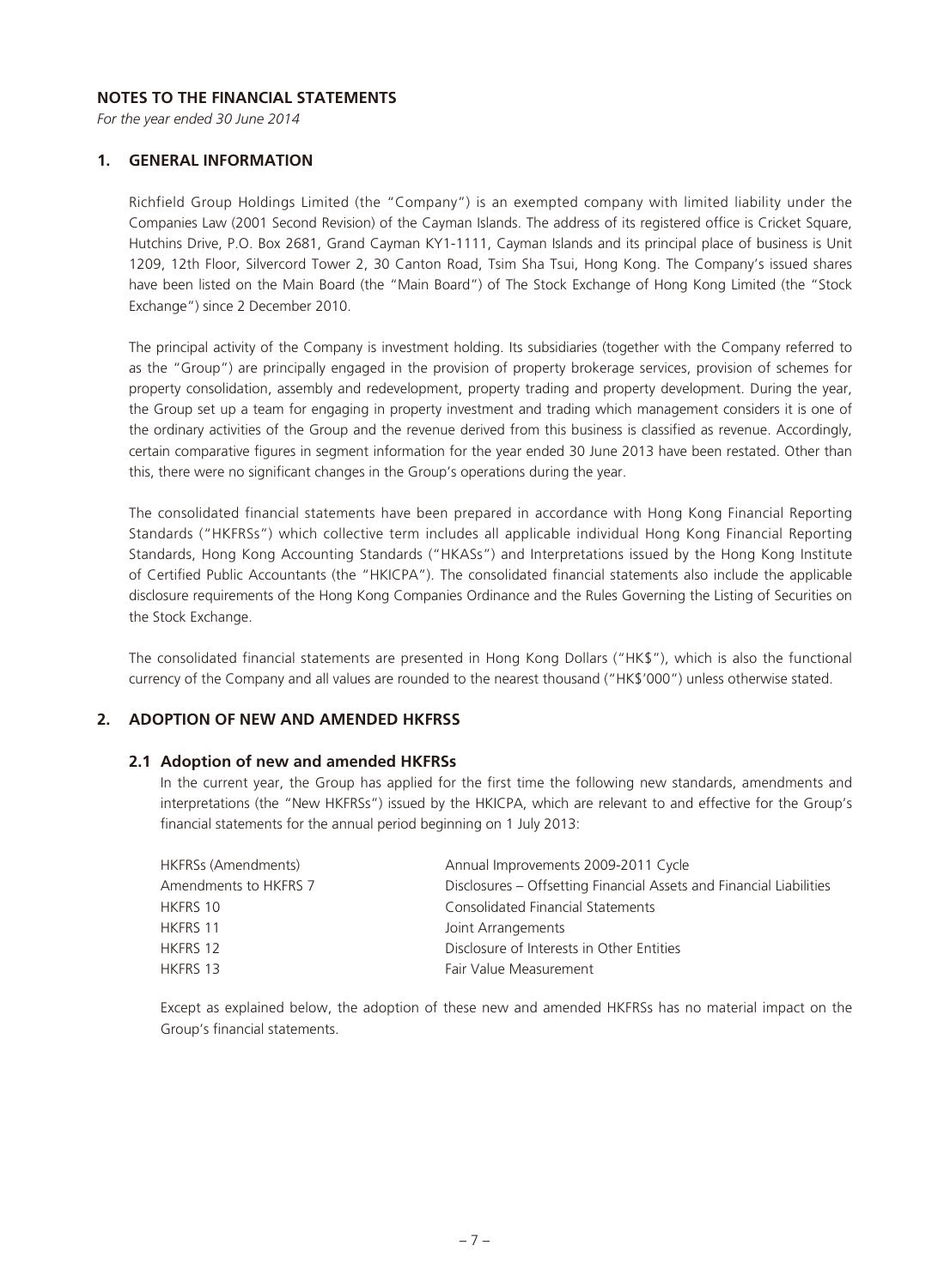# NOTES TO THE FINANCIAL STATEMENTS

*For the year ended 30 June 2014*

## 1. GENERAL INFORMATION

Richfield Group Holdings Limited (the "Company") is an exempted company with limited liability under the Companies Law (2001 Second Revision) of the Cayman Islands. The address of its registered office is Cricket Square, Hutchins Drive, P.O. Box 2681, Grand Cayman KY1-1111, Cayman Islands and its principal place of business is Unit 1209, 12th Floor, Silvercord Tower 2, 30 Canton Road, Tsim Sha Tsui, Hong Kong. The Company's issued shares have been listed on the Main Board (the "Main Board") of The Stock Exchange of Hong Kong Limited (the "Stock Exchange") since 2 December 2010.

The principal activity of the Company is investment holding. Its subsidiaries (together with the Company referred to as the "Group") are principally engaged in the provision of property brokerage services, provision of schemes for property consolidation, assembly and redevelopment, property trading and property development. During the year, the Group set up a team for engaging in property investment and trading which management considers it is one of the ordinary activities of the Group and the revenue derived from this business is classified as revenue. Accordingly, certain comparative figures in segment information for the year ended 30 June 2013 have been restated. Other than this, there were no significant changes in the Group's operations during the year.

The consolidated financial statements have been prepared in accordance with Hong Kong Financial Reporting Standards ("HKFRSs") which collective term includes all applicable individual Hong Kong Financial Reporting Standards, Hong Kong Accounting Standards ("HKASs") and Interpretations issued by the Hong Kong Institute of Certified Public Accountants (the "HKICPA"). The consolidated financial statements also include the applicable disclosure requirements of the Hong Kong Companies Ordinance and the Rules Governing the Listing of Securities on the Stock Exchange.

The consolidated financial statements are presented in Hong Kong Dollars ("HK$"), which is also the functional currency of the Company and all values are rounded to the nearest thousand ("HK$'000") unless otherwise stated.

## 2. ADOPTION OF NEW AND AMENDED HKFRSS

### 2.1 Adoption of new and amended HKFRSs

In the current year, the Group has applied for the first time the following new standards, amendments and interpretations (the "New HKFRSs") issued by the HKICPA, which are relevant to and effective for the Group's financial statements for the annual period beginning on 1 July 2013:

| | |
|---|---|
| HKFRSs (Amendments) | Annual Improvements 2009-2011 Cycle |
| Amendments to HKFRS 7 | Disclosures – Offsetting Financial Assets and Financial Liabilities |
| HKFRS 10 | Consolidated Financial Statements |
| HKFRS 11 | Joint Arrangements |
| HKFRS 12 | Disclosure of Interests in Other Entities |
| HKFRS 13 | Fair Value Measurement |

Except as explained below, the adoption of these new and amended HKFRSs has no material impact on the Group's financial statements.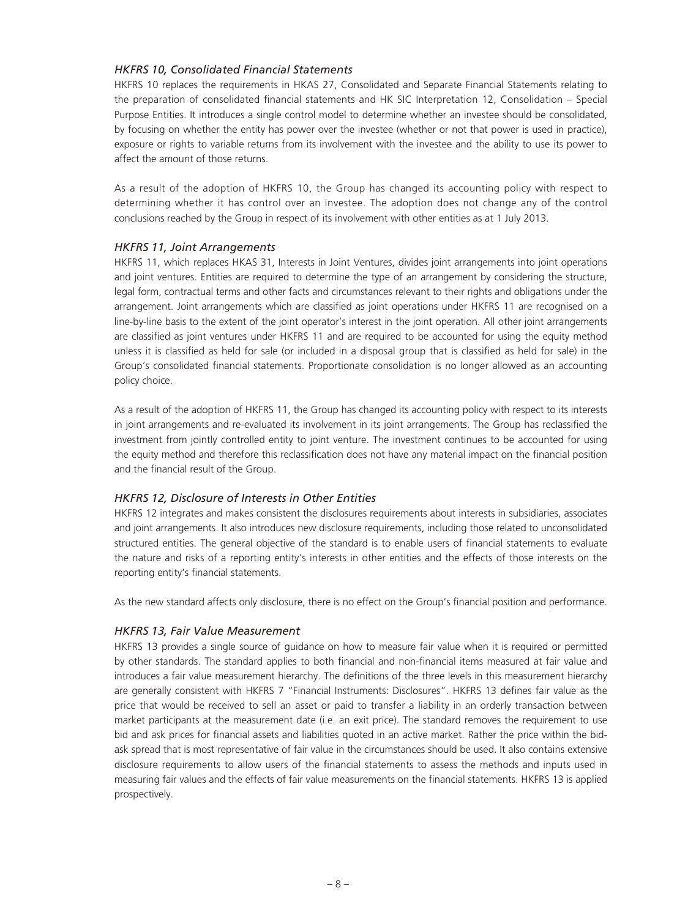### *HKFRS 10, Consolidated Financial Statements*

HKFRS 10 replaces the requirements in HKAS 27, Consolidated and Separate Financial Statements relating to the preparation of consolidated financial statements and HK SIC Interpretation 12, Consolidation – Special Purpose Entities. It introduces a single control model to determine whether an investee should be consolidated, by focusing on whether the entity has power over the investee (whether or not that power is used in practice), exposure or rights to variable returns from its involvement with the investee and the ability to use its power to affect the amount of those returns.

As a result of the adoption of HKFRS 10, the Group has changed its accounting policy with respect to determining whether it has control over an investee. The adoption does not change any of the control conclusions reached by the Group in respect of its involvement with other entities as at 1 July 2013.

### *HKFRS 11, Joint Arrangements*

HKFRS 11, which replaces HKAS 31, Interests in Joint Ventures, divides joint arrangements into joint operations and joint ventures. Entities are required to determine the type of an arrangement by considering the structure, legal form, contractual terms and other facts and circumstances relevant to their rights and obligations under the arrangement. Joint arrangements which are classified as joint operations under HKFRS 11 are recognised on a line-by-line basis to the extent of the joint operator's interest in the joint operation. All other joint arrangements are classified as joint ventures under HKFRS 11 and are required to be accounted for using the equity method unless it is classified as held for sale (or included in a disposal group that is classified as held for sale) in the Group's consolidated financial statements. Proportionate consolidation is no longer allowed as an accounting policy choice.

As a result of the adoption of HKFRS 11, the Group has changed its accounting policy with respect to its interests in joint arrangements and re-evaluated its involvement in its joint arrangements. The Group has reclassified the investment from jointly controlled entity to joint venture. The investment continues to be accounted for using the equity method and therefore this reclassification does not have any material impact on the financial position and the financial result of the Group.

### *HKFRS 12, Disclosure of Interests in Other Entities*

HKFRS 12 integrates and makes consistent the disclosures requirements about interests in subsidiaries, associates and joint arrangements. It also introduces new disclosure requirements, including those related to unconsolidated structured entities. The general objective of the standard is to enable users of financial statements to evaluate the nature and risks of a reporting entity's interests in other entities and the effects of those interests on the reporting entity's financial statements.

As the new standard affects only disclosure, there is no effect on the Group's financial position and performance.

### *HKFRS 13, Fair Value Measurement*

HKFRS 13 provides a single source of guidance on how to measure fair value when it is required or permitted by other standards. The standard applies to both financial and non-financial items measured at fair value and introduces a fair value measurement hierarchy. The definitions of the three levels in this measurement hierarchy are generally consistent with HKFRS 7 "Financial Instruments: Disclosures". HKFRS 13 defines fair value as the price that would be received to sell an asset or paid to transfer a liability in an orderly transaction between market participants at the measurement date (i.e. an exit price). The standard removes the requirement to use bid and ask prices for financial assets and liabilities quoted in an active market. Rather the price within the bid-ask spread that is most representative of fair value in the circumstances should be used. It also contains extensive disclosure requirements to allow users of the financial statements to assess the methods and inputs used in measuring fair values and the effects of fair value measurements on the financial statements. HKFRS 13 is applied prospectively.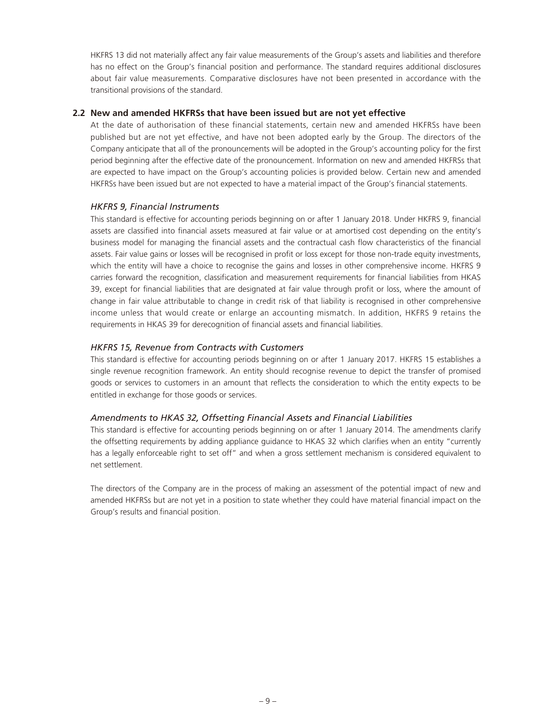HKFRS 13 did not materially affect any fair value measurements of the Group's assets and liabilities and therefore has no effect on the Group's financial position and performance. The standard requires additional disclosures about fair value measurements. Comparative disclosures have not been presented in accordance with the transitional provisions of the standard.

## 2.2 New and amended HKFRSs that have been issued but are not yet effective

At the date of authorisation of these financial statements, certain new and amended HKFRSs have been published but are not yet effective, and have not been adopted early by the Group. The directors of the Company anticipate that all of the pronouncements will be adopted in the Group's accounting policy for the first period beginning after the effective date of the pronouncement. Information on new and amended HKFRSs that are expected to have impact on the Group's accounting policies is provided below. Certain new and amended HKFRSs have been issued but are not expected to have a material impact of the Group's financial statements.

### *HKFRS 9, Financial Instruments*

This standard is effective for accounting periods beginning on or after 1 January 2018. Under HKFRS 9, financial assets are classified into financial assets measured at fair value or at amortised cost depending on the entity's business model for managing the financial assets and the contractual cash flow characteristics of the financial assets. Fair value gains or losses will be recognised in profit or loss except for those non-trade equity investments, which the entity will have a choice to recognise the gains and losses in other comprehensive income. HKFRS 9 carries forward the recognition, classification and measurement requirements for financial liabilities from HKAS 39, except for financial liabilities that are designated at fair value through profit or loss, where the amount of change in fair value attributable to change in credit risk of that liability is recognised in other comprehensive income unless that would create or enlarge an accounting mismatch. In addition, HKFRS 9 retains the requirements in HKAS 39 for derecognition of financial assets and financial liabilities.

### *HKFRS 15, Revenue from Contracts with Customers*

This standard is effective for accounting periods beginning on or after 1 January 2017. HKFRS 15 establishes a single revenue recognition framework. An entity should recognise revenue to depict the transfer of promised goods or services to customers in an amount that reflects the consideration to which the entity expects to be entitled in exchange for those goods or services.

### *Amendments to HKAS 32, Offsetting Financial Assets and Financial Liabilities*

This standard is effective for accounting periods beginning on or after 1 January 2014. The amendments clarify the offsetting requirements by adding appliance guidance to HKAS 32 which clarifies when an entity "currently has a legally enforceable right to set off" and when a gross settlement mechanism is considered equivalent to net settlement.

The directors of the Company are in the process of making an assessment of the potential impact of new and amended HKFRSs but are not yet in a position to state whether they could have material financial impact on the Group's results and financial position.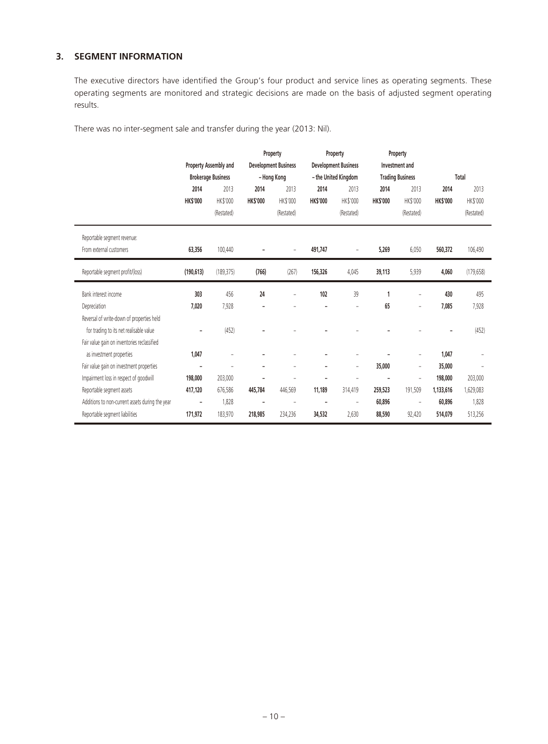## 3. SEGMENT INFORMATION

The executive directors have identified the Group's four product and service lines as operating segments. These operating segments are monitored and strategic decisions are made on the basis of adjusted segment operating results.

There was no inter-segment sale and transfer during the year (2013: Nil).

| | Property Assembly and Brokerage Business | | Property Development Business – Hong Kong | | Property Development Business – the United Kingdom | | Property Investment and Trading Business | | Total | |
|---|---|---|---|---|---|---|---|---|---|---|
| | **2014** | 2013 | **2014** | 2013 | **2014** | 2013 | **2014** | 2013 | **2014** | 2013 |
| | **HK$'000** | HK$'000 | **HK$'000** | HK$'000 | **HK$'000** | HK$'000 | **HK$'000** | HK$'000 | **HK$'000** | HK$'000 |
| | | (Restated) | | (Restated) | | (Restated) | | (Restated) | | (Restated) |
| Reportable segment revenue: | | | | | | | | | | |
| From external customers | **63,356** | 100,440 | **–** | – | **491,747** | – | **5,269** | 6,050 | **560,372** | 106,490 |
| Reportable segment profit/(loss) | **(190,613)** | (189,375) | **(766)** | (267) | **156,326** | 4,045 | **39,113** | 5,939 | **4,060** | (179,658) |
| Bank interest income | **303** | 456 | **24** | – | **102** | 39 | **1** | – | **430** | 495 |
| Depreciation | **7,020** | 7,928 | **–** | – | **–** | – | **65** | – | **7,085** | 7,928 |
| Reversal of write-down of properties held for trading to its net realisable value | **–** | (452) | **–** | – | **–** | – | **–** | – | **–** | (452) |
| Fair value gain on inventories reclassified as investment properties | **1,047** | – | **–** | – | **–** | – | **–** | – | **1,047** | – |
| Fair value gain on investment properties | **–** | – | **–** | – | **–** | – | **35,000** | – | **35,000** | – |
| Impairment loss in respect of goodwill | **198,000** | 203,000 | **–** | – | **–** | – | **–** | – | **198,000** | 203,000 |
| Reportable segment assets | **417,120** | 676,586 | **445,784** | 446,569 | **11,189** | 314,419 | **259,523** | 191,509 | **1,133,616** | 1,629,083 |
| Additions to non-current assets during the year | **–** | 1,828 | **–** | – | **–** | – | **60,896** | – | **60,896** | 1,828 |
| Reportable segment liabilities | **171,972** | 183,970 | **218,985** | 234,236 | **34,532** | 2,630 | **88,590** | 92,420 | **514,079** | 513,256 |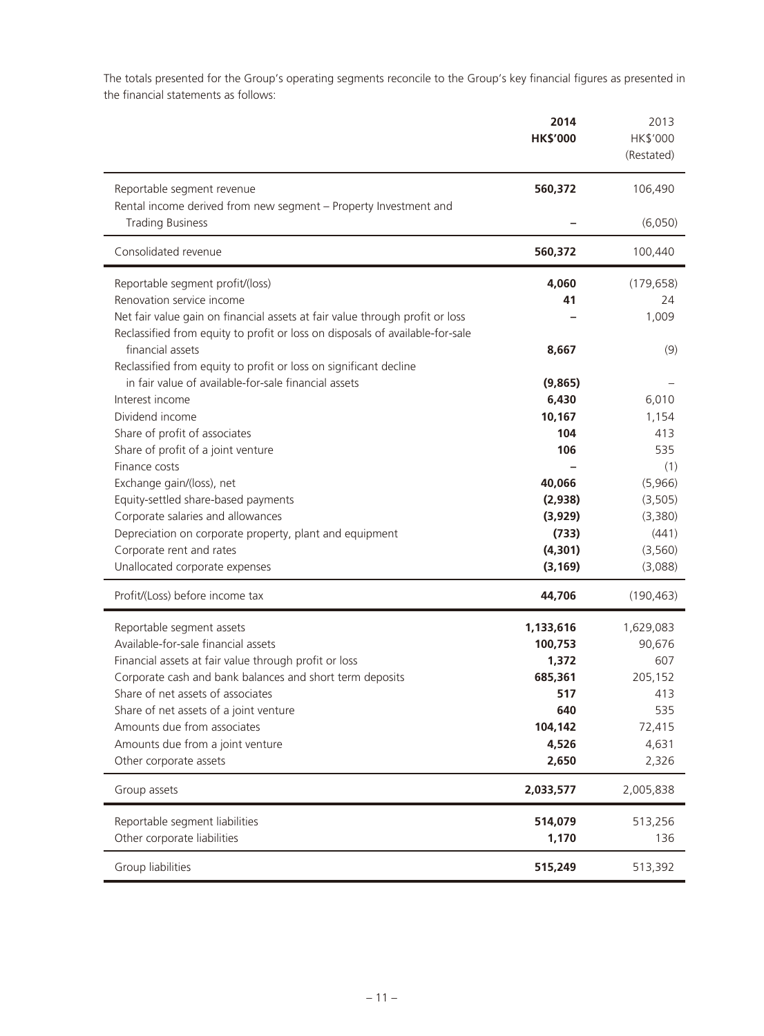The totals presented for the Group's operating segments reconcile to the Group's key financial figures as presented in the financial statements as follows:

| | **2014** | 2013 |
|---|---|---|
| | **HK$'000** | HK$'000 |
| | | (Restated) |
| Reportable segment revenue | **560,372** | 106,490 |
| Rental income derived from new segment – Property Investment and Trading Business | **–** | (6,050) |
| Consolidated revenue | **560,372** | 100,440 |
| Reportable segment profit/(loss) | **4,060** | (179,658) |
| Renovation service income | **41** | 24 |
| Net fair value gain on financial assets at fair value through profit or loss | **–** | 1,009 |
| Reclassified from equity to profit or loss on disposals of available-for-sale financial assets | **8,667** | (9) |
| Reclassified from equity to profit or loss on significant decline in fair value of available-for-sale financial assets | **(9,865)** | – |
| Interest income | **6,430** | 6,010 |
| Dividend income | **10,167** | 1,154 |
| Share of profit of associates | **104** | 413 |
| Share of profit of a joint venture | **106** | 535 |
| Finance costs | **–** | (1) |
| Exchange gain/(loss), net | **40,066** | (5,966) |
| Equity-settled share-based payments | **(2,938)** | (3,505) |
| Corporate salaries and allowances | **(3,929)** | (3,380) |
| Depreciation on corporate property, plant and equipment | **(733)** | (441) |
| Corporate rent and rates | **(4,301)** | (3,560) |
| Unallocated corporate expenses | **(3,169)** | (3,088) |
| Profit/(Loss) before income tax | **44,706** | (190,463) |
| Reportable segment assets | **1,133,616** | 1,629,083 |
| Available-for-sale financial assets | **100,753** | 90,676 |
| Financial assets at fair value through profit or loss | **1,372** | 607 |
| Corporate cash and bank balances and short term deposits | **685,361** | 205,152 |
| Share of net assets of associates | **517** | 413 |
| Share of net assets of a joint venture | **640** | 535 |
| Amounts due from associates | **104,142** | 72,415 |
| Amounts due from a joint venture | **4,526** | 4,631 |
| Other corporate assets | **2,650** | 2,326 |
| Group assets | **2,033,577** | 2,005,838 |
| Reportable segment liabilities | **514,079** | 513,256 |
| Other corporate liabilities | **1,170** | 136 |
| Group liabilities | **515,249** | 513,392 |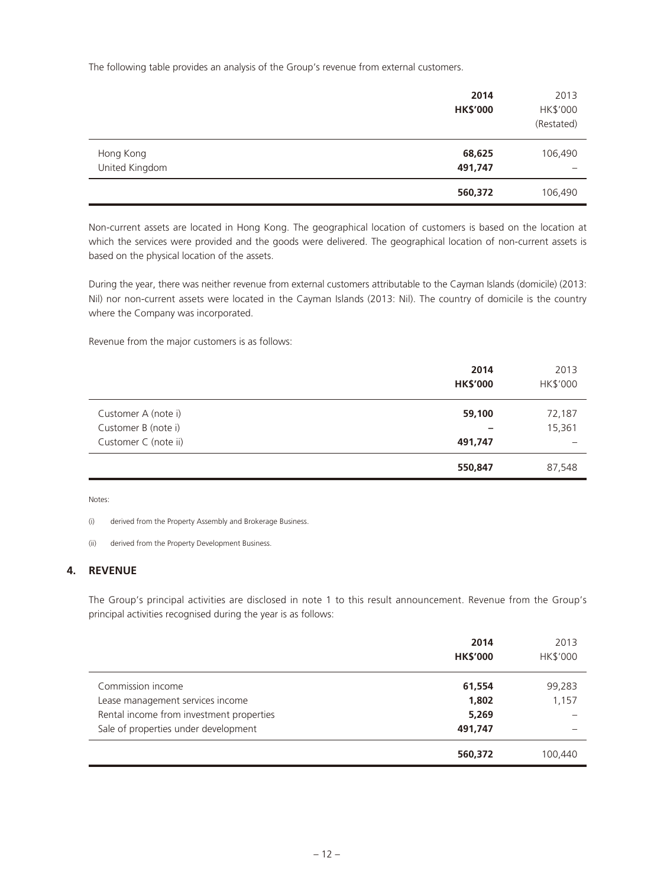The following table provides an analysis of the Group's revenue from external customers.

| | 2014<br>HK$'000 | 2013<br>HK$'000<br>(Restated) |
|---|---|---|
| Hong Kong | 68,625 | 106,490 |
| United Kingdom | 491,747 | – |
| | 560,372 | 106,490 |

Non-current assets are located in Hong Kong. The geographical location of customers is based on the location at which the services were provided and the goods were delivered. The geographical location of non-current assets is based on the physical location of the assets.

During the year, there was neither revenue from external customers attributable to the Cayman Islands (domicile) (2013: Nil) nor non-current assets were located in the Cayman Islands (2013: Nil). The country of domicile is the country where the Company was incorporated.

Revenue from the major customers is as follows:

| | 2014<br>HK$'000 | 2013<br>HK$'000 |
|---|---|---|
| Customer A (note i) | 59,100 | 72,187 |
| Customer B (note i) | – | 15,361 |
| Customer C (note ii) | 491,747 | – |
| | 550,847 | 87,548 |

Notes:

(i) derived from the Property Assembly and Brokerage Business.

(ii) derived from the Property Development Business.

## 4. REVENUE

The Group's principal activities are disclosed in note 1 to this result announcement. Revenue from the Group's principal activities recognised during the year is as follows:

| | 2014<br>HK$'000 | 2013<br>HK$'000 |
|---|---|---|
| Commission income | 61,554 | 99,283 |
| Lease management services income | 1,802 | 1,157 |
| Rental income from investment properties | 5,269 | – |
| Sale of properties under development | 491,747 | – |
| | 560,372 | 100,440 |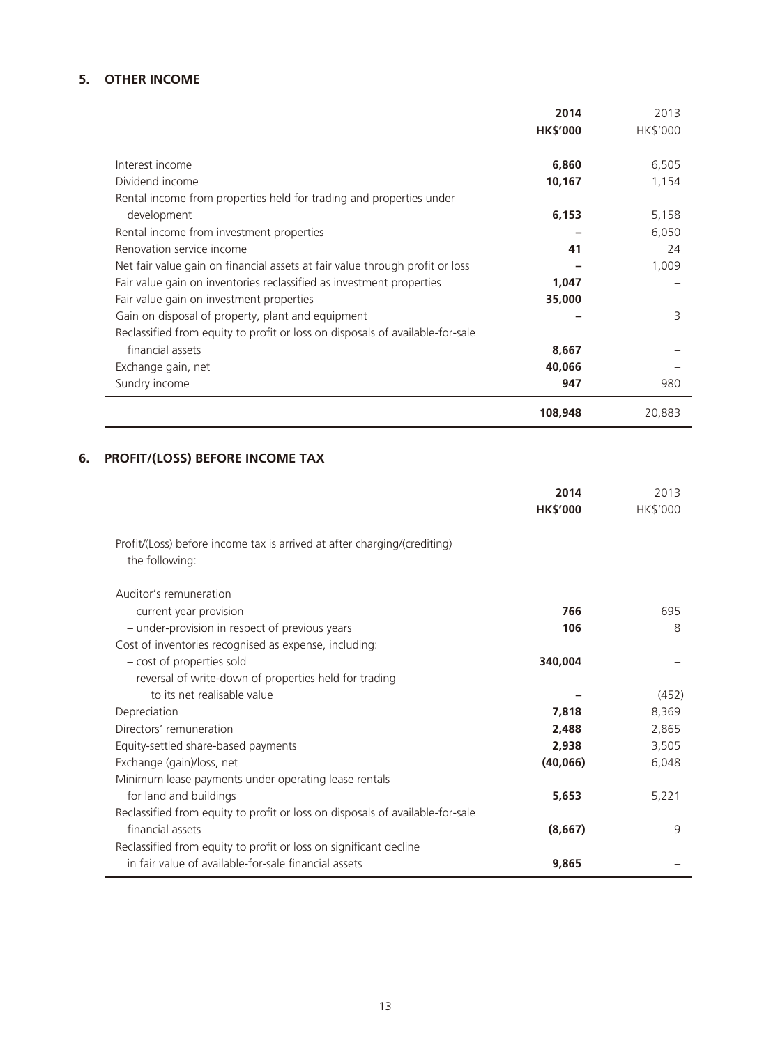## 5. OTHER INCOME

| | 2014 HK$'000 | 2013 HK$'000 |
|---|---|---|
| Interest income | **6,860** | 6,505 |
| Dividend income | **10,167** | 1,154 |
| Rental income from properties held for trading and properties under development | **6,153** | 5,158 |
| Rental income from investment properties | **–** | 6,050 |
| Renovation service income | **41** | 24 |
| Net fair value gain on financial assets at fair value through profit or loss | **–** | 1,009 |
| Fair value gain on inventories reclassified as investment properties | **1,047** | – |
| Fair value gain on investment properties | **35,000** | – |
| Gain on disposal of property, plant and equipment | **–** | 3 |
| Reclassified from equity to profit or loss on disposals of available-for-sale financial assets | **8,667** | – |
| Exchange gain, net | **40,066** | – |
| Sundry income | **947** | 980 |
| | **108,948** | 20,883 |

## 6. PROFIT/(LOSS) BEFORE INCOME TAX

| | 2014 HK$'000 | 2013 HK$'000 |
|---|---|---|
| Profit/(Loss) before income tax is arrived at after charging/(crediting) the following: | | |
| Auditor's remuneration | | |
| – current year provision | **766** | 695 |
| – under-provision in respect of previous years | **106** | 8 |
| Cost of inventories recognised as expense, including: | | |
| – cost of properties sold | **340,004** | – |
| – reversal of write-down of properties held for trading to its net realisable value | **–** | (452) |
| Depreciation | **7,818** | 8,369 |
| Directors' remuneration | **2,488** | 2,865 |
| Equity-settled share-based payments | **2,938** | 3,505 |
| Exchange (gain)/loss, net | **(40,066)** | 6,048 |
| Minimum lease payments under operating lease rentals for land and buildings | **5,653** | 5,221 |
| Reclassified from equity to profit or loss on disposals of available-for-sale financial assets | **(8,667)** | 9 |
| Reclassified from equity to profit or loss on significant decline in fair value of available-for-sale financial assets | **9,865** | – |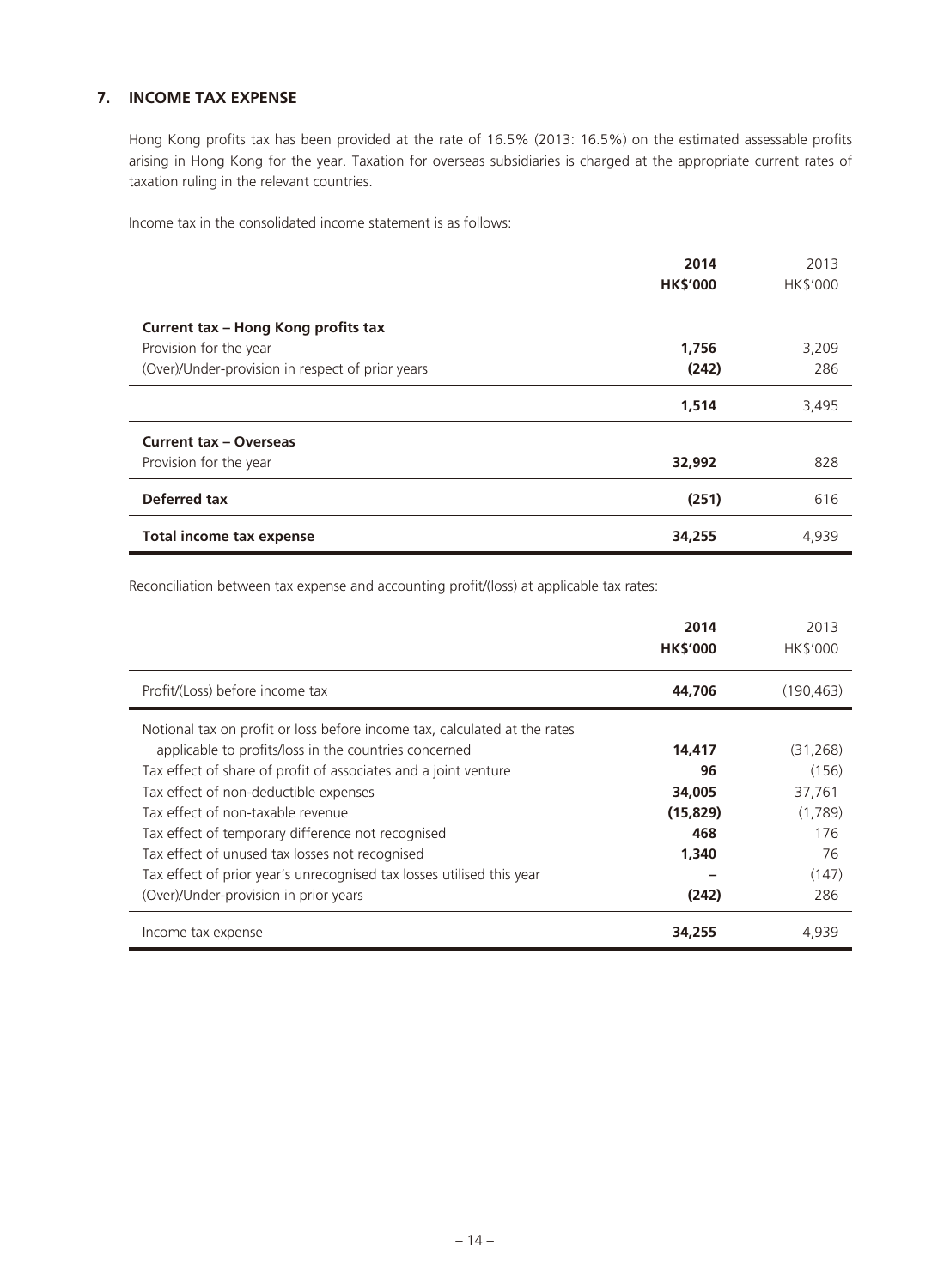## 7. INCOME TAX EXPENSE

Hong Kong profits tax has been provided at the rate of 16.5% (2013: 16.5%) on the estimated assessable profits arising in Hong Kong for the year. Taxation for overseas subsidiaries is charged at the appropriate current rates of taxation ruling in the relevant countries.

Income tax in the consolidated income statement is as follows:

| | 2014<br>HK$'000 | 2013<br>HK$'000 |
|---|---|---|
| **Current tax – Hong Kong profits tax** | | |
| Provision for the year | **1,756** | 3,209 |
| (Over)/Under-provision in respect of prior years | **(242)** | 286 |
| | **1,514** | 3,495 |
| **Current tax – Overseas** | | |
| Provision for the year | **32,992** | 828 |
| **Deferred tax** | **(251)** | 616 |
| **Total income tax expense** | **34,255** | 4,939 |

Reconciliation between tax expense and accounting profit/(loss) at applicable tax rates:

| | 2014<br>HK$'000 | 2013<br>HK$'000 |
|---|---|---|
| Profit/(Loss) before income tax | **44,706** | (190,463) |
| Notional tax on profit or loss before income tax, calculated at the rates applicable to profits/loss in the countries concerned | **14,417** | (31,268) |
| Tax effect of share of profit of associates and a joint venture | **96** | (156) |
| Tax effect of non-deductible expenses | **34,005** | 37,761 |
| Tax effect of non-taxable revenue | **(15,829)** | (1,789) |
| Tax effect of temporary difference not recognised | **468** | 176 |
| Tax effect of unused tax losses not recognised | **1,340** | 76 |
| Tax effect of prior year's unrecognised tax losses utilised this year | **–** | (147) |
| (Over)/Under-provision in prior years | **(242)** | 286 |
| Income tax expense | **34,255** | 4,939 |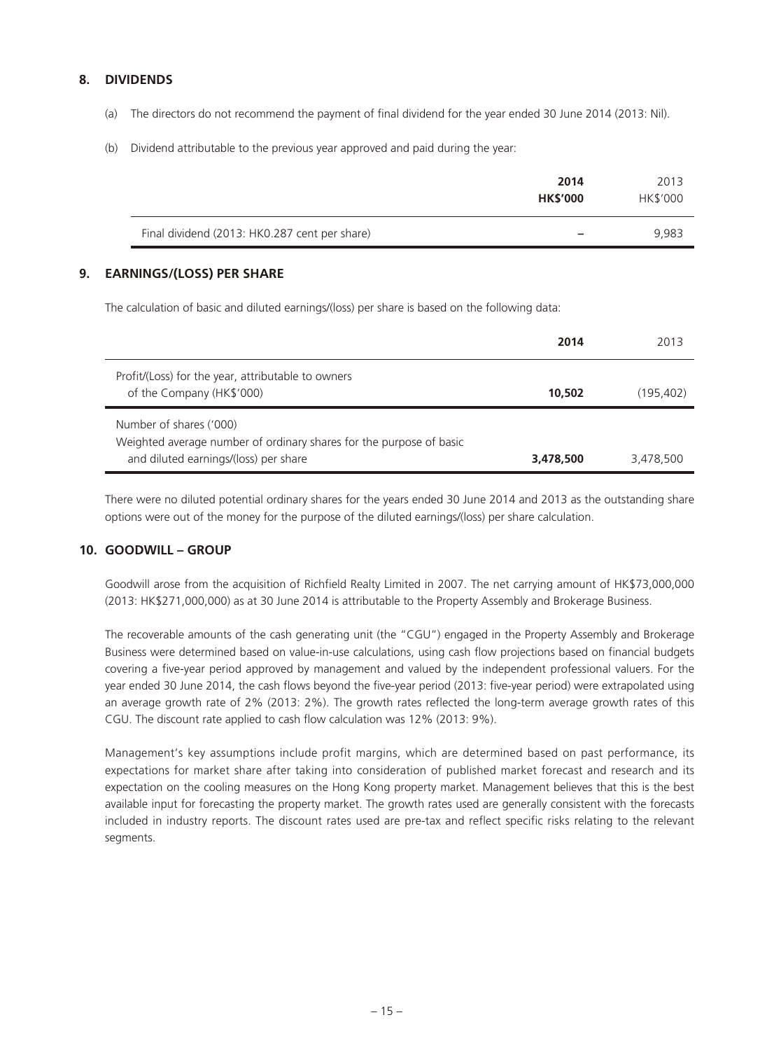## 8. DIVIDENDS

(a) The directors do not recommend the payment of final dividend for the year ended 30 June 2014 (2013: Nil).

(b) Dividend attributable to the previous year approved and paid during the year:

| | **2014** | 2013 |
|---|---|---|
| | **HK$'000** | HK$'000 |
| Final dividend (2013: HK0.287 cent per share) | – | 9,983 |

## 9. EARNINGS/(LOSS) PER SHARE

The calculation of basic and diluted earnings/(loss) per share is based on the following data:

| | **2014** | 2013 |
|---|---|---|
| Profit/(Loss) for the year, attributable to owners of the Company (HK$'000) | **10,502** | (195,402) |
| Number of shares ('000)<br>Weighted average number of ordinary shares for the purpose of basic and diluted earnings/(loss) per share | **3,478,500** | 3,478,500 |

There were no diluted potential ordinary shares for the years ended 30 June 2014 and 2013 as the outstanding share options were out of the money for the purpose of the diluted earnings/(loss) per share calculation.

## 10. GOODWILL – GROUP

Goodwill arose from the acquisition of Richfield Realty Limited in 2007. The net carrying amount of HK$73,000,000 (2013: HK$271,000,000) as at 30 June 2014 is attributable to the Property Assembly and Brokerage Business.

The recoverable amounts of the cash generating unit (the "CGU") engaged in the Property Assembly and Brokerage Business were determined based on value-in-use calculations, using cash flow projections based on financial budgets covering a five-year period approved by management and valued by the independent professional valuers. For the year ended 30 June 2014, the cash flows beyond the five-year period (2013: five-year period) were extrapolated using an average growth rate of 2% (2013: 2%). The growth rates reflected the long-term average growth rates of this CGU. The discount rate applied to cash flow calculation was 12% (2013: 9%).

Management's key assumptions include profit margins, which are determined based on past performance, its expectations for market share after taking into consideration of published market forecast and research and its expectation on the cooling measures on the Hong Kong property market. Management believes that this is the best available input for forecasting the property market. The growth rates used are generally consistent with the forecasts included in industry reports. The discount rates used are pre-tax and reflect specific risks relating to the relevant segments.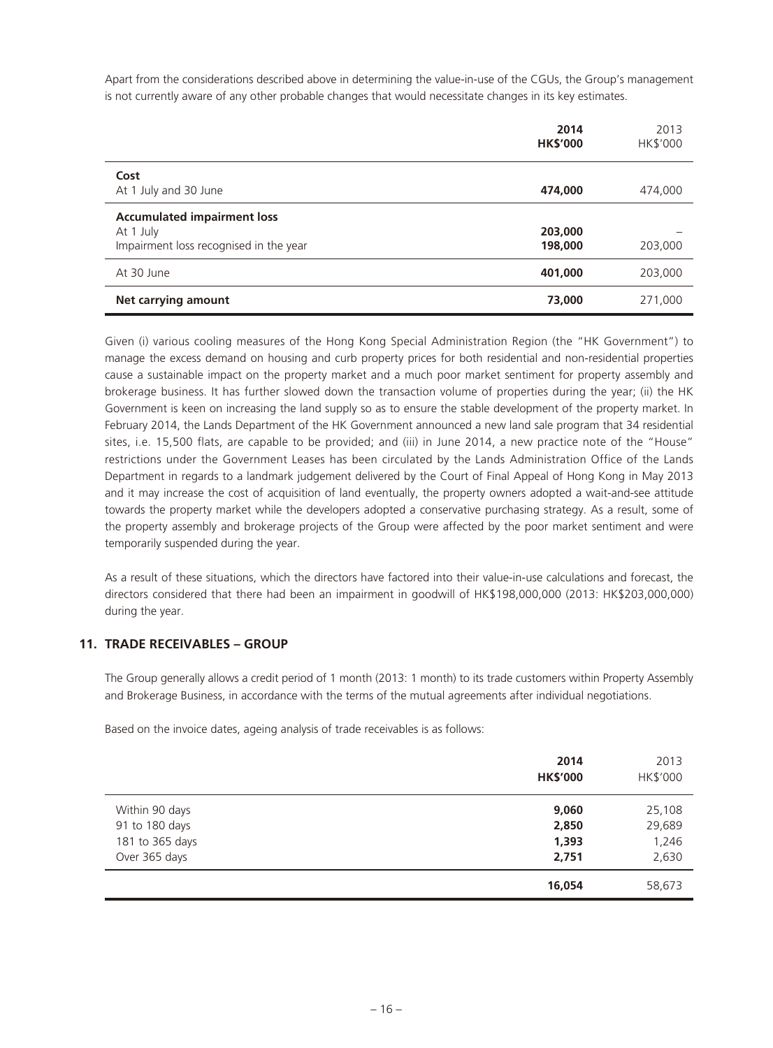Apart from the considerations described above in determining the value-in-use of the CGUs, the Group's management is not currently aware of any other probable changes that would necessitate changes in its key estimates.

| | **2014** **HK$'000** | 2013 HK$'000 |
|---|---|---|
| **Cost** | | |
| At 1 July and 30 June | **474,000** | 474,000 |
| **Accumulated impairment loss** | | |
| At 1 July | **203,000** | – |
| Impairment loss recognised in the year | **198,000** | 203,000 |
| At 30 June | **401,000** | 203,000 |
| **Net carrying amount** | **73,000** | 271,000 |

Given (i) various cooling measures of the Hong Kong Special Administration Region (the "HK Government") to manage the excess demand on housing and curb property prices for both residential and non-residential properties cause a sustainable impact on the property market and a much poor market sentiment for property assembly and brokerage business. It has further slowed down the transaction volume of properties during the year; (ii) the HK Government is keen on increasing the land supply so as to ensure the stable development of the property market. In February 2014, the Lands Department of the HK Government announced a new land sale program that 34 residential sites, i.e. 15,500 flats, are capable to be provided; and (iii) in June 2014, a new practice note of the "House" restrictions under the Government Leases has been circulated by the Lands Administration Office of the Lands Department in regards to a landmark judgement delivered by the Court of Final Appeal of Hong Kong in May 2013 and it may increase the cost of acquisition of land eventually, the property owners adopted a wait-and-see attitude towards the property market while the developers adopted a conservative purchasing strategy. As a result, some of the property assembly and brokerage projects of the Group were affected by the poor market sentiment and were temporarily suspended during the year.

As a result of these situations, which the directors have factored into their value-in-use calculations and forecast, the directors considered that there had been an impairment in goodwill of HK$198,000,000 (2013: HK$203,000,000) during the year.

## 11. TRADE RECEIVABLES – GROUP

The Group generally allows a credit period of 1 month (2013: 1 month) to its trade customers within Property Assembly and Brokerage Business, in accordance with the terms of the mutual agreements after individual negotiations.

Based on the invoice dates, ageing analysis of trade receivables is as follows:

| | **2014** **HK$'000** | 2013 HK$'000 |
|---|---|---|
| Within 90 days | **9,060** | 25,108 |
| 91 to 180 days | **2,850** | 29,689 |
| 181 to 365 days | **1,393** | 1,246 |
| Over 365 days | **2,751** | 2,630 |
| | **16,054** | 58,673 |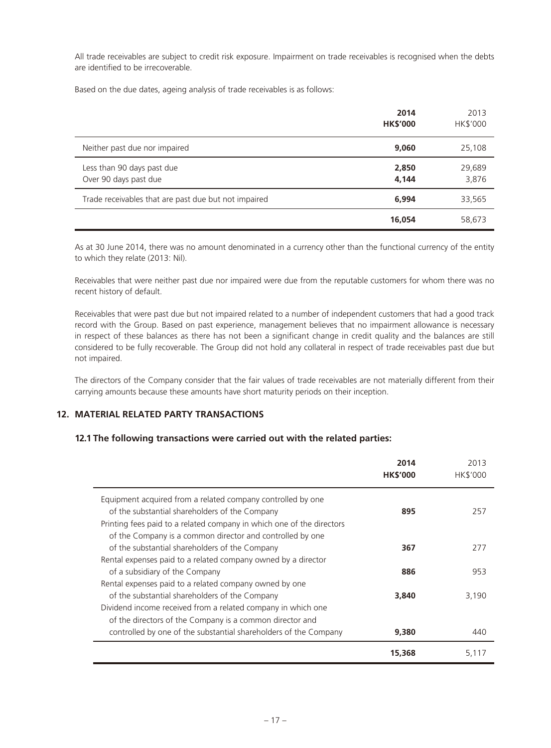All trade receivables are subject to credit risk exposure. Impairment on trade receivables is recognised when the debts are identified to be irrecoverable.

Based on the due dates, ageing analysis of trade receivables is as follows:

| | **2014** **HK$'000** | 2013 HK$'000 |
|---|---|---|
| Neither past due nor impaired | **9,060** | 25,108 |
| Less than 90 days past due | **2,850** | 29,689 |
| Over 90 days past due | **4,144** | 3,876 |
| Trade receivables that are past due but not impaired | **6,994** | 33,565 |
| | **16,054** | 58,673 |

As at 30 June 2014, there was no amount denominated in a currency other than the functional currency of the entity to which they relate (2013: Nil).

Receivables that were neither past due nor impaired were due from the reputable customers for whom there was no recent history of default.

Receivables that were past due but not impaired related to a number of independent customers that had a good track record with the Group. Based on past experience, management believes that no impairment allowance is necessary in respect of these balances as there has not been a significant change in credit quality and the balances are still considered to be fully recoverable. The Group did not hold any collateral in respect of trade receivables past due but not impaired.

The directors of the Company consider that the fair values of trade receivables are not materially different from their carrying amounts because these amounts have short maturity periods on their inception.

## 12. MATERIAL RELATED PARTY TRANSACTIONS

### 12.1 The following transactions were carried out with the related parties:

| | **2014** **HK$'000** | 2013 HK$'000 |
|---|---|---|
| Equipment acquired from a related company controlled by one of the substantial shareholders of the Company | **895** | 257 |
| Printing fees paid to a related company in which one of the directors of the Company is a common director and controlled by one of the substantial shareholders of the Company | **367** | 277 |
| Rental expenses paid to a related company owned by a director of a subsidiary of the Company | **886** | 953 |
| Rental expenses paid to a related company owned by one of the substantial shareholders of the Company | **3,840** | 3,190 |
| Dividend income received from a related company in which one of the directors of the Company is a common director and controlled by one of the substantial shareholders of the Company | **9,380** | 440 |
| | **15,368** | 5,117 |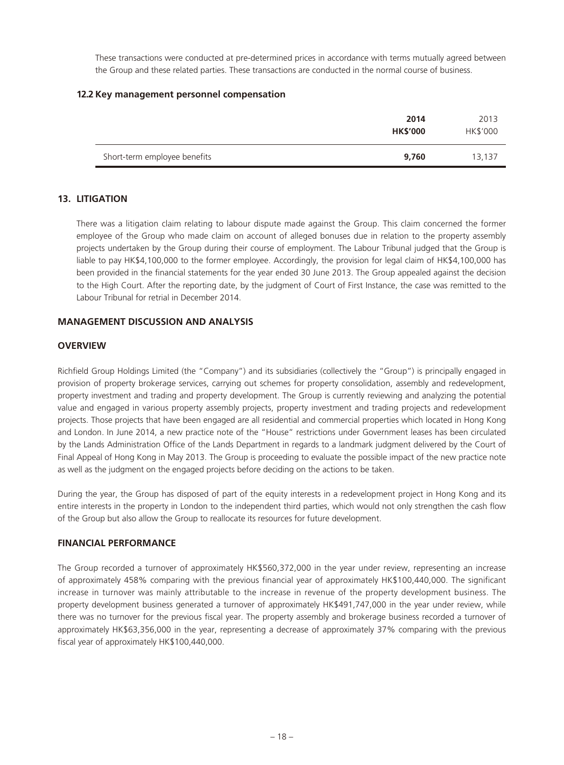These transactions were conducted at pre-determined prices in accordance with terms mutually agreed between the Group and these related parties. These transactions are conducted in the normal course of business.

### 12.2 Key management personnel compensation

| | **2014** | 2013 |
|---|---|---|
| | **HK$'000** | HK$'000 |
| Short-term employee benefits | **9,760** | 13,137 |

## 13. LITIGATION

There was a litigation claim relating to labour dispute made against the Group. This claim concerned the former employee of the Group who made claim on account of alleged bonuses due in relation to the property assembly projects undertaken by the Group during their course of employment. The Labour Tribunal judged that the Group is liable to pay HK$4,100,000 to the former employee. Accordingly, the provision for legal claim of HK$4,100,000 has been provided in the financial statements for the year ended 30 June 2013. The Group appealed against the decision to the High Court. After the reporting date, by the judgment of Court of First Instance, the case was remitted to the Labour Tribunal for retrial in December 2014.

## MANAGEMENT DISCUSSION AND ANALYSIS

### OVERVIEW

Richfield Group Holdings Limited (the "Company") and its subsidiaries (collectively the "Group") is principally engaged in provision of property brokerage services, carrying out schemes for property consolidation, assembly and redevelopment, property investment and trading and property development. The Group is currently reviewing and analyzing the potential value and engaged in various property assembly projects, property investment and trading projects and redevelopment projects. Those projects that have been engaged are all residential and commercial properties which located in Hong Kong and London. In June 2014, a new practice note of the "House" restrictions under Government leases has been circulated by the Lands Administration Office of the Lands Department in regards to a landmark judgment delivered by the Court of Final Appeal of Hong Kong in May 2013. The Group is proceeding to evaluate the possible impact of the new practice note as well as the judgment on the engaged projects before deciding on the actions to be taken.

During the year, the Group has disposed of part of the equity interests in a redevelopment project in Hong Kong and its entire interests in the property in London to the independent third parties, which would not only strengthen the cash flow of the Group but also allow the Group to reallocate its resources for future development.

### FINANCIAL PERFORMANCE

The Group recorded a turnover of approximately HK$560,372,000 in the year under review, representing an increase of approximately 458% comparing with the previous financial year of approximately HK$100,440,000. The significant increase in turnover was mainly attributable to the increase in revenue of the property development business. The property development business generated a turnover of approximately HK$491,747,000 in the year under review, while there was no turnover for the previous fiscal year. The property assembly and brokerage business recorded a turnover of approximately HK$63,356,000 in the year, representing a decrease of approximately 37% comparing with the previous fiscal year of approximately HK$100,440,000.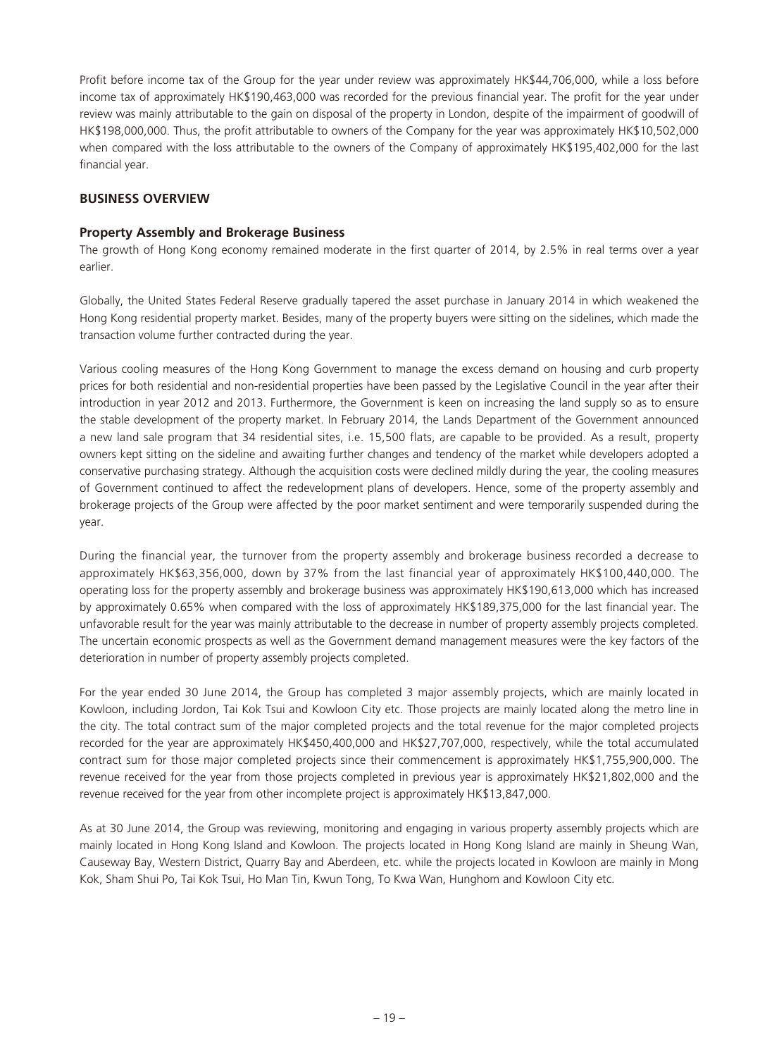Profit before income tax of the Group for the year under review was approximately HK$44,706,000, while a loss before income tax of approximately HK$190,463,000 was recorded for the previous financial year. The profit for the year under review was mainly attributable to the gain on disposal of the property in London, despite of the impairment of goodwill of HK$198,000,000. Thus, the profit attributable to owners of the Company for the year was approximately HK$10,502,000 when compared with the loss attributable to the owners of the Company of approximately HK$195,402,000 for the last financial year.

## BUSINESS OVERVIEW

### Property Assembly and Brokerage Business

The growth of Hong Kong economy remained moderate in the first quarter of 2014, by 2.5% in real terms over a year earlier.

Globally, the United States Federal Reserve gradually tapered the asset purchase in January 2014 in which weakened the Hong Kong residential property market. Besides, many of the property buyers were sitting on the sidelines, which made the transaction volume further contracted during the year.

Various cooling measures of the Hong Kong Government to manage the excess demand on housing and curb property prices for both residential and non-residential properties have been passed by the Legislative Council in the year after their introduction in year 2012 and 2013. Furthermore, the Government is keen on increasing the land supply so as to ensure the stable development of the property market. In February 2014, the Lands Department of the Government announced a new land sale program that 34 residential sites, i.e. 15,500 flats, are capable to be provided. As a result, property owners kept sitting on the sideline and awaiting further changes and tendency of the market while developers adopted a conservative purchasing strategy. Although the acquisition costs were declined mildly during the year, the cooling measures of Government continued to affect the redevelopment plans of developers. Hence, some of the property assembly and brokerage projects of the Group were affected by the poor market sentiment and were temporarily suspended during the year.

During the financial year, the turnover from the property assembly and brokerage business recorded a decrease to approximately HK$63,356,000, down by 37% from the last financial year of approximately HK$100,440,000. The operating loss for the property assembly and brokerage business was approximately HK$190,613,000 which has increased by approximately 0.65% when compared with the loss of approximately HK$189,375,000 for the last financial year. The unfavorable result for the year was mainly attributable to the decrease in number of property assembly projects completed. The uncertain economic prospects as well as the Government demand management measures were the key factors of the deterioration in number of property assembly projects completed.

For the year ended 30 June 2014, the Group has completed 3 major assembly projects, which are mainly located in Kowloon, including Jordon, Tai Kok Tsui and Kowloon City etc. Those projects are mainly located along the metro line in the city. The total contract sum of the major completed projects and the total revenue for the major completed projects recorded for the year are approximately HK$450,400,000 and HK$27,707,000, respectively, while the total accumulated contract sum for those major completed projects since their commencement is approximately HK$1,755,900,000. The revenue received for the year from those projects completed in previous year is approximately HK$21,802,000 and the revenue received for the year from other incomplete project is approximately HK$13,847,000.

As at 30 June 2014, the Group was reviewing, monitoring and engaging in various property assembly projects which are mainly located in Hong Kong Island and Kowloon. The projects located in Hong Kong Island are mainly in Sheung Wan, Causeway Bay, Western District, Quarry Bay and Aberdeen, etc. while the projects located in Kowloon are mainly in Mong Kok, Sham Shui Po, Tai Kok Tsui, Ho Man Tin, Kwun Tong, To Kwa Wan, Hunghom and Kowloon City etc.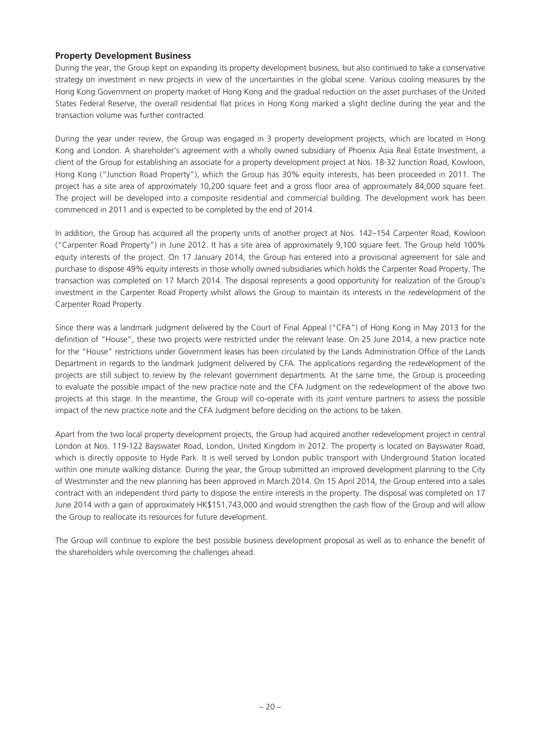## Property Development Business

During the year, the Group kept on expanding its property development business, but also continued to take a conservative strategy on investment in new projects in view of the uncertainties in the global scene. Various cooling measures by the Hong Kong Government on property market of Hong Kong and the gradual reduction on the asset purchases of the United States Federal Reserve, the overall residential flat prices in Hong Kong marked a slight decline during the year and the transaction volume was further contracted.

During the year under review, the Group was engaged in 3 property development projects, which are located in Hong Kong and London. A shareholder's agreement with a wholly owned subsidiary of Phoenix Asia Real Estate Investment, a client of the Group for establishing an associate for a property development project at Nos. 18-32 Junction Road, Kowloon, Hong Kong ("Junction Road Property"), which the Group has 30% equity interests, has been proceeded in 2011. The project has a site area of approximately 10,200 square feet and a gross floor area of approximately 84,000 square feet. The project will be developed into a composite residential and commercial building. The development work has been commenced in 2011 and is expected to be completed by the end of 2014.

In addition, the Group has acquired all the property units of another project at Nos. 142–154 Carpenter Road, Kowloon ("Carpenter Road Property") in June 2012. It has a site area of approximately 9,100 square feet. The Group held 100% equity interests of the project. On 17 January 2014, the Group has entered into a provisional agreement for sale and purchase to dispose 49% equity interests in those wholly owned subsidiaries which holds the Carpenter Road Property. The transaction was completed on 17 March 2014. The disposal represents a good opportunity for realization of the Group's investment in the Carpenter Road Property whilst allows the Group to maintain its interests in the redevelopment of the Carpenter Road Property.

Since there was a landmark judgment delivered by the Court of Final Appeal ("CFA") of Hong Kong in May 2013 for the definition of "House", these two projects were restricted under the relevant lease. On 25 June 2014, a new practice note for the "House" restrictions under Government leases has been circulated by the Lands Administration Office of the Lands Department in regards to the landmark judgment delivered by CFA. The applications regarding the redevelopment of the projects are still subject to review by the relevant government departments. At the same time, the Group is proceeding to evaluate the possible impact of the new practice note and the CFA Judgment on the redevelopment of the above two projects at this stage. In the meantime, the Group will co-operate with its joint venture partners to assess the possible impact of the new practice note and the CFA Judgment before deciding on the actions to be taken.

Apart from the two local property development projects, the Group had acquired another redevelopment project in central London at Nos. 119-122 Bayswater Road, London, United Kingdom in 2012. The property is located on Bayswater Road, which is directly opposite to Hyde Park. It is well served by London public transport with Underground Station located within one minute walking distance. During the year, the Group submitted an improved development planning to the City of Westminster and the new planning has been approved in March 2014. On 15 April 2014, the Group entered into a sales contract with an independent third party to dispose the entire interests in the property. The disposal was completed on 17 June 2014 with a gain of approximately HK$151,743,000 and would strengthen the cash flow of the Group and will allow the Group to reallocate its resources for future development.

The Group will continue to explore the best possible business development proposal as well as to enhance the benefit of the shareholders while overcoming the challenges ahead.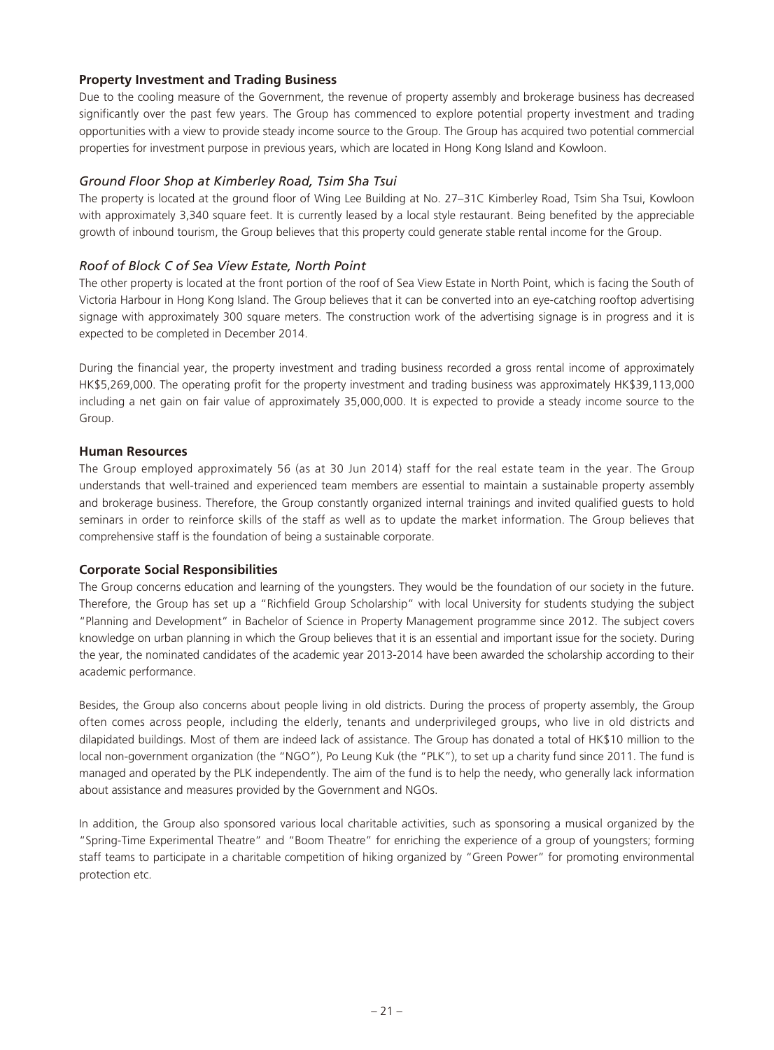## Property Investment and Trading Business

Due to the cooling measure of the Government, the revenue of property assembly and brokerage business has decreased significantly over the past few years. The Group has commenced to explore potential property investment and trading opportunities with a view to provide steady income source to the Group. The Group has acquired two potential commercial properties for investment purpose in previous years, which are located in Hong Kong Island and Kowloon.

### *Ground Floor Shop at Kimberley Road, Tsim Sha Tsui*

The property is located at the ground floor of Wing Lee Building at No. 27–31C Kimberley Road, Tsim Sha Tsui, Kowloon with approximately 3,340 square feet. It is currently leased by a local style restaurant. Being benefited by the appreciable growth of inbound tourism, the Group believes that this property could generate stable rental income for the Group.

### *Roof of Block C of Sea View Estate, North Point*

The other property is located at the front portion of the roof of Sea View Estate in North Point, which is facing the South of Victoria Harbour in Hong Kong Island. The Group believes that it can be converted into an eye-catching rooftop advertising signage with approximately 300 square meters. The construction work of the advertising signage is in progress and it is expected to be completed in December 2014.

During the financial year, the property investment and trading business recorded a gross rental income of approximately HK$5,269,000. The operating profit for the property investment and trading business was approximately HK$39,113,000 including a net gain on fair value of approximately 35,000,000. It is expected to provide a steady income source to the Group.

## Human Resources

The Group employed approximately 56 (as at 30 Jun 2014) staff for the real estate team in the year. The Group understands that well-trained and experienced team members are essential to maintain a sustainable property assembly and brokerage business. Therefore, the Group constantly organized internal trainings and invited qualified guests to hold seminars in order to reinforce skills of the staff as well as to update the market information. The Group believes that comprehensive staff is the foundation of being a sustainable corporate.

## Corporate Social Responsibilities

The Group concerns education and learning of the youngsters. They would be the foundation of our society in the future. Therefore, the Group has set up a "Richfield Group Scholarship" with local University for students studying the subject "Planning and Development" in Bachelor of Science in Property Management programme since 2012. The subject covers knowledge on urban planning in which the Group believes that it is an essential and important issue for the society. During the year, the nominated candidates of the academic year 2013-2014 have been awarded the scholarship according to their academic performance.

Besides, the Group also concerns about people living in old districts. During the process of property assembly, the Group often comes across people, including the elderly, tenants and underprivileged groups, who live in old districts and dilapidated buildings. Most of them are indeed lack of assistance. The Group has donated a total of HK$10 million to the local non-government organization (the "NGO"), Po Leung Kuk (the "PLK"), to set up a charity fund since 2011. The fund is managed and operated by the PLK independently. The aim of the fund is to help the needy, who generally lack information about assistance and measures provided by the Government and NGOs.

In addition, the Group also sponsored various local charitable activities, such as sponsoring a musical organized by the "Spring-Time Experimental Theatre" and "Boom Theatre" for enriching the experience of a group of youngsters; forming staff teams to participate in a charitable competition of hiking organized by "Green Power" for promoting environmental protection etc.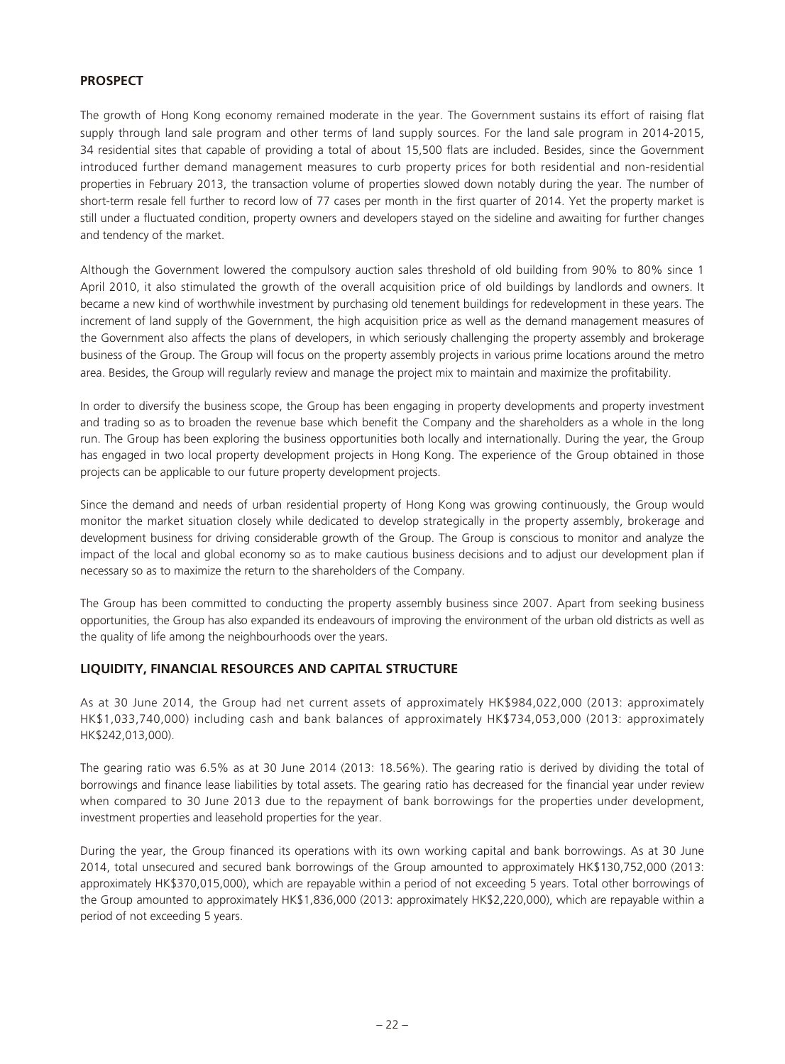## PROSPECT

The growth of Hong Kong economy remained moderate in the year. The Government sustains its effort of raising flat supply through land sale program and other terms of land supply sources. For the land sale program in 2014-2015, 34 residential sites that capable of providing a total of about 15,500 flats are included. Besides, since the Government introduced further demand management measures to curb property prices for both residential and non-residential properties in February 2013, the transaction volume of properties slowed down notably during the year. The number of short-term resale fell further to record low of 77 cases per month in the first quarter of 2014. Yet the property market is still under a fluctuated condition, property owners and developers stayed on the sideline and awaiting for further changes and tendency of the market.

Although the Government lowered the compulsory auction sales threshold of old building from 90% to 80% since 1 April 2010, it also stimulated the growth of the overall acquisition price of old buildings by landlords and owners. It became a new kind of worthwhile investment by purchasing old tenement buildings for redevelopment in these years. The increment of land supply of the Government, the high acquisition price as well as the demand management measures of the Government also affects the plans of developers, in which seriously challenging the property assembly and brokerage business of the Group. The Group will focus on the property assembly projects in various prime locations around the metro area. Besides, the Group will regularly review and manage the project mix to maintain and maximize the profitability.

In order to diversify the business scope, the Group has been engaging in property developments and property investment and trading so as to broaden the revenue base which benefit the Company and the shareholders as a whole in the long run. The Group has been exploring the business opportunities both locally and internationally. During the year, the Group has engaged in two local property development projects in Hong Kong. The experience of the Group obtained in those projects can be applicable to our future property development projects.

Since the demand and needs of urban residential property of Hong Kong was growing continuously, the Group would monitor the market situation closely while dedicated to develop strategically in the property assembly, brokerage and development business for driving considerable growth of the Group. The Group is conscious to monitor and analyze the impact of the local and global economy so as to make cautious business decisions and to adjust our development plan if necessary so as to maximize the return to the shareholders of the Company.

The Group has been committed to conducting the property assembly business since 2007. Apart from seeking business opportunities, the Group has also expanded its endeavours of improving the environment of the urban old districts as well as the quality of life among the neighbourhoods over the years.

## LIQUIDITY, FINANCIAL RESOURCES AND CAPITAL STRUCTURE

As at 30 June 2014, the Group had net current assets of approximately HK$984,022,000 (2013: approximately HK$1,033,740,000) including cash and bank balances of approximately HK$734,053,000 (2013: approximately HK$242,013,000).

The gearing ratio was 6.5% as at 30 June 2014 (2013: 18.56%). The gearing ratio is derived by dividing the total of borrowings and finance lease liabilities by total assets. The gearing ratio has decreased for the financial year under review when compared to 30 June 2013 due to the repayment of bank borrowings for the properties under development, investment properties and leasehold properties for the year.

During the year, the Group financed its operations with its own working capital and bank borrowings. As at 30 June 2014, total unsecured and secured bank borrowings of the Group amounted to approximately HK$130,752,000 (2013: approximately HK$370,015,000), which are repayable within a period of not exceeding 5 years. Total other borrowings of the Group amounted to approximately HK$1,836,000 (2013: approximately HK$2,220,000), which are repayable within a period of not exceeding 5 years.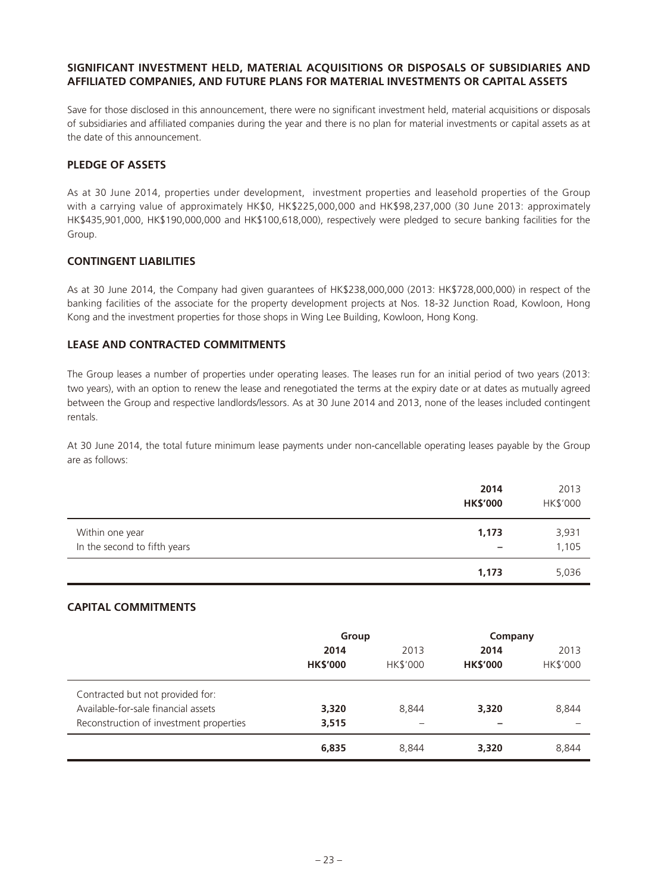## SIGNIFICANT INVESTMENT HELD, MATERIAL ACQUISITIONS OR DISPOSALS OF SUBSIDIARIES AND AFFILIATED COMPANIES, AND FUTURE PLANS FOR MATERIAL INVESTMENTS OR CAPITAL ASSETS

Save for those disclosed in this announcement, there were no significant investment held, material acquisitions or disposals of subsidiaries and affiliated companies during the year and there is no plan for material investments or capital assets as at the date of this announcement.

## PLEDGE OF ASSETS

As at 30 June 2014, properties under development, investment properties and leasehold properties of the Group with a carrying value of approximately HK$0, HK$225,000,000 and HK$98,237,000 (30 June 2013: approximately HK$435,901,000, HK$190,000,000 and HK$100,618,000), respectively were pledged to secure banking facilities for the Group.

## CONTINGENT LIABILITIES

As at 30 June 2014, the Company had given guarantees of HK$238,000,000 (2013: HK$728,000,000) in respect of the banking facilities of the associate for the property development projects at Nos. 18-32 Junction Road, Kowloon, Hong Kong and the investment properties for those shops in Wing Lee Building, Kowloon, Hong Kong.

## LEASE AND CONTRACTED COMMITMENTS

The Group leases a number of properties under operating leases. The leases run for an initial period of two years (2013: two years), with an option to renew the lease and renegotiated the terms at the expiry date or at dates as mutually agreed between the Group and respective landlords/lessors. As at 30 June 2014 and 2013, none of the leases included contingent rentals.

At 30 June 2014, the total future minimum lease payments under non-cancellable operating leases payable by the Group are as follows:

| | **2014** | 2013 |
|---|---|---|
| | **HK$'000** | HK$'000 |
| Within one year | **1,173** | 3,931 |
| In the second to fifth years | **–** | 1,105 |
| | **1,173** | 5,036 |

## CAPITAL COMMITMENTS

| | **Group** | | **Company** | |
|---|---|---|---|---|
| | **2014** | 2013 | **2014** | 2013 |
| | **HK$'000** | HK$'000 | **HK$'000** | HK$'000 |
| Contracted but not provided for: | | | | |
| Available-for-sale financial assets | **3,320** | 8,844 | **3,320** | 8,844 |
| Reconstruction of investment properties | **3,515** | – | **–** | – |
| | **6,835** | 8,844 | **3,320** | 8,844 |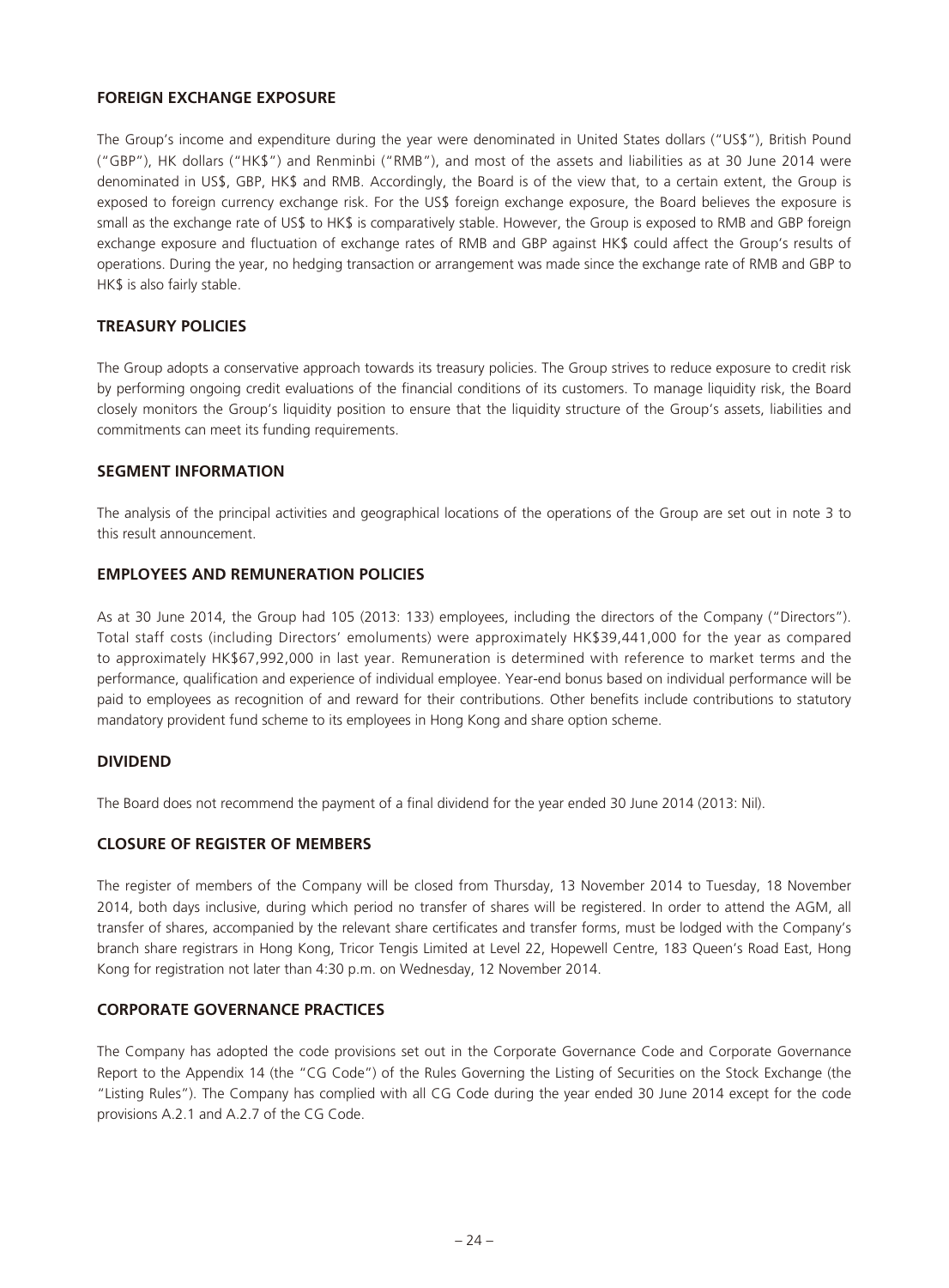## FOREIGN EXCHANGE EXPOSURE

The Group's income and expenditure during the year were denominated in United States dollars ("US$"), British Pound ("GBP"), HK dollars ("HK$") and Renminbi ("RMB"), and most of the assets and liabilities as at 30 June 2014 were denominated in US$, GBP, HK$ and RMB. Accordingly, the Board is of the view that, to a certain extent, the Group is exposed to foreign currency exchange risk. For the US$ foreign exchange exposure, the Board believes the exposure is small as the exchange rate of US$ to HK$ is comparatively stable. However, the Group is exposed to RMB and GBP foreign exchange exposure and fluctuation of exchange rates of RMB and GBP against HK$ could affect the Group's results of operations. During the year, no hedging transaction or arrangement was made since the exchange rate of RMB and GBP to HK$ is also fairly stable.

## TREASURY POLICIES

The Group adopts a conservative approach towards its treasury policies. The Group strives to reduce exposure to credit risk by performing ongoing credit evaluations of the financial conditions of its customers. To manage liquidity risk, the Board closely monitors the Group's liquidity position to ensure that the liquidity structure of the Group's assets, liabilities and commitments can meet its funding requirements.

## SEGMENT INFORMATION

The analysis of the principal activities and geographical locations of the operations of the Group are set out in note 3 to this result announcement.

## EMPLOYEES AND REMUNERATION POLICIES

As at 30 June 2014, the Group had 105 (2013: 133) employees, including the directors of the Company ("Directors"). Total staff costs (including Directors' emoluments) were approximately HK$39,441,000 for the year as compared to approximately HK$67,992,000 in last year. Remuneration is determined with reference to market terms and the performance, qualification and experience of individual employee. Year-end bonus based on individual performance will be paid to employees as recognition of and reward for their contributions. Other benefits include contributions to statutory mandatory provident fund scheme to its employees in Hong Kong and share option scheme.

## DIVIDEND

The Board does not recommend the payment of a final dividend for the year ended 30 June 2014 (2013: Nil).

## CLOSURE OF REGISTER OF MEMBERS

The register of members of the Company will be closed from Thursday, 13 November 2014 to Tuesday, 18 November 2014, both days inclusive, during which period no transfer of shares will be registered. In order to attend the AGM, all transfer of shares, accompanied by the relevant share certificates and transfer forms, must be lodged with the Company's branch share registrars in Hong Kong, Tricor Tengis Limited at Level 22, Hopewell Centre, 183 Queen's Road East, Hong Kong for registration not later than 4:30 p.m. on Wednesday, 12 November 2014.

## CORPORATE GOVERNANCE PRACTICES

The Company has adopted the code provisions set out in the Corporate Governance Code and Corporate Governance Report to the Appendix 14 (the "CG Code") of the Rules Governing the Listing of Securities on the Stock Exchange (the "Listing Rules"). The Company has complied with all CG Code during the year ended 30 June 2014 except for the code provisions A.2.1 and A.2.7 of the CG Code.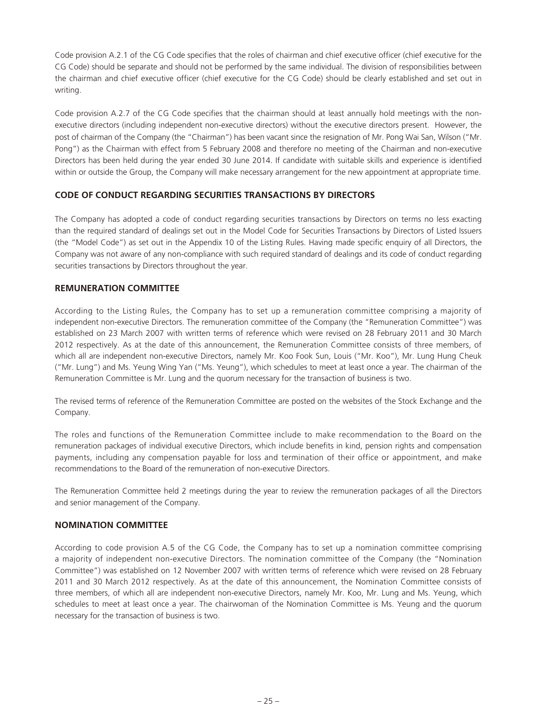Code provision A.2.1 of the CG Code specifies that the roles of chairman and chief executive officer (chief executive for the CG Code) should be separate and should not be performed by the same individual. The division of responsibilities between the chairman and chief executive officer (chief executive for the CG Code) should be clearly established and set out in writing.

Code provision A.2.7 of the CG Code specifies that the chairman should at least annually hold meetings with the non-executive directors (including independent non-executive directors) without the executive directors present. However, the post of chairman of the Company (the "Chairman") has been vacant since the resignation of Mr. Pong Wai San, Wilson ("Mr. Pong") as the Chairman with effect from 5 February 2008 and therefore no meeting of the Chairman and non-executive Directors has been held during the year ended 30 June 2014. If candidate with suitable skills and experience is identified within or outside the Group, the Company will make necessary arrangement for the new appointment at appropriate time.

## CODE OF CONDUCT REGARDING SECURITIES TRANSACTIONS BY DIRECTORS

The Company has adopted a code of conduct regarding securities transactions by Directors on terms no less exacting than the required standard of dealings set out in the Model Code for Securities Transactions by Directors of Listed Issuers (the "Model Code") as set out in the Appendix 10 of the Listing Rules. Having made specific enquiry of all Directors, the Company was not aware of any non-compliance with such required standard of dealings and its code of conduct regarding securities transactions by Directors throughout the year.

## REMUNERATION COMMITTEE

According to the Listing Rules, the Company has to set up a remuneration committee comprising a majority of independent non-executive Directors. The remuneration committee of the Company (the "Remuneration Committee") was established on 23 March 2007 with written terms of reference which were revised on 28 February 2011 and 30 March 2012 respectively. As at the date of this announcement, the Remuneration Committee consists of three members, of which all are independent non-executive Directors, namely Mr. Koo Fook Sun, Louis ("Mr. Koo"), Mr. Lung Hung Cheuk ("Mr. Lung") and Ms. Yeung Wing Yan ("Ms. Yeung"), which schedules to meet at least once a year. The chairman of the Remuneration Committee is Mr. Lung and the quorum necessary for the transaction of business is two.

The revised terms of reference of the Remuneration Committee are posted on the websites of the Stock Exchange and the Company.

The roles and functions of the Remuneration Committee include to make recommendation to the Board on the remuneration packages of individual executive Directors, which include benefits in kind, pension rights and compensation payments, including any compensation payable for loss and termination of their office or appointment, and make recommendations to the Board of the remuneration of non-executive Directors.

The Remuneration Committee held 2 meetings during the year to review the remuneration packages of all the Directors and senior management of the Company.

## NOMINATION COMMITTEE

According to code provision A.5 of the CG Code, the Company has to set up a nomination committee comprising a majority of independent non-executive Directors. The nomination committee of the Company (the "Nomination Committee") was established on 12 November 2007 with written terms of reference which were revised on 28 February 2011 and 30 March 2012 respectively. As at the date of this announcement, the Nomination Committee consists of three members, of which all are independent non-executive Directors, namely Mr. Koo, Mr. Lung and Ms. Yeung, which schedules to meet at least once a year. The chairwoman of the Nomination Committee is Ms. Yeung and the quorum necessary for the transaction of business is two.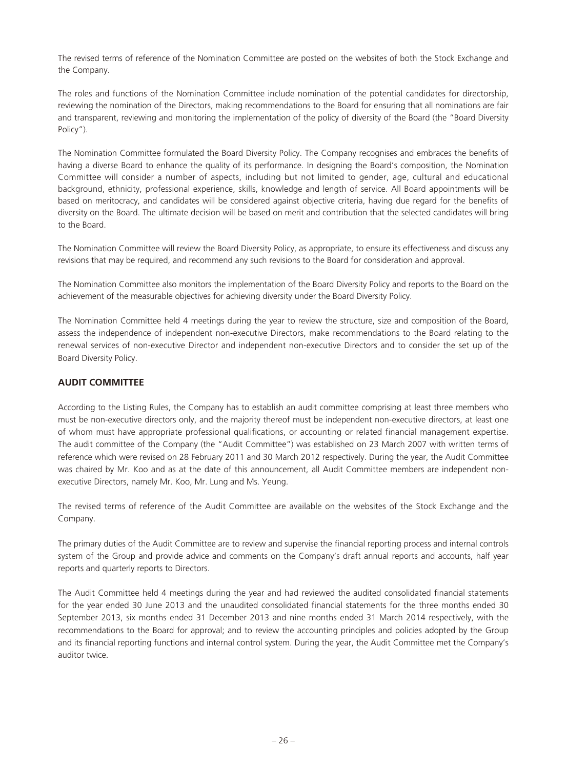The revised terms of reference of the Nomination Committee are posted on the websites of both the Stock Exchange and the Company.

The roles and functions of the Nomination Committee include nomination of the potential candidates for directorship, reviewing the nomination of the Directors, making recommendations to the Board for ensuring that all nominations are fair and transparent, reviewing and monitoring the implementation of the policy of diversity of the Board (the "Board Diversity Policy").

The Nomination Committee formulated the Board Diversity Policy. The Company recognises and embraces the benefits of having a diverse Board to enhance the quality of its performance. In designing the Board's composition, the Nomination Committee will consider a number of aspects, including but not limited to gender, age, cultural and educational background, ethnicity, professional experience, skills, knowledge and length of service. All Board appointments will be based on meritocracy, and candidates will be considered against objective criteria, having due regard for the benefits of diversity on the Board. The ultimate decision will be based on merit and contribution that the selected candidates will bring to the Board.

The Nomination Committee will review the Board Diversity Policy, as appropriate, to ensure its effectiveness and discuss any revisions that may be required, and recommend any such revisions to the Board for consideration and approval.

The Nomination Committee also monitors the implementation of the Board Diversity Policy and reports to the Board on the achievement of the measurable objectives for achieving diversity under the Board Diversity Policy.

The Nomination Committee held 4 meetings during the year to review the structure, size and composition of the Board, assess the independence of independent non-executive Directors, make recommendations to the Board relating to the renewal services of non-executive Director and independent non-executive Directors and to consider the set up of the Board Diversity Policy.

## AUDIT COMMITTEE

According to the Listing Rules, the Company has to establish an audit committee comprising at least three members who must be non-executive directors only, and the majority thereof must be independent non-executive directors, at least one of whom must have appropriate professional qualifications, or accounting or related financial management expertise. The audit committee of the Company (the "Audit Committee") was established on 23 March 2007 with written terms of reference which were revised on 28 February 2011 and 30 March 2012 respectively. During the year, the Audit Committee was chaired by Mr. Koo and as at the date of this announcement, all Audit Committee members are independent non-executive Directors, namely Mr. Koo, Mr. Lung and Ms. Yeung.

The revised terms of reference of the Audit Committee are available on the websites of the Stock Exchange and the Company.

The primary duties of the Audit Committee are to review and supervise the financial reporting process and internal controls system of the Group and provide advice and comments on the Company's draft annual reports and accounts, half year reports and quarterly reports to Directors.

The Audit Committee held 4 meetings during the year and had reviewed the audited consolidated financial statements for the year ended 30 June 2013 and the unaudited consolidated financial statements for the three months ended 30 September 2013, six months ended 31 December 2013 and nine months ended 31 March 2014 respectively, with the recommendations to the Board for approval; and to review the accounting principles and policies adopted by the Group and its financial reporting functions and internal control system. During the year, the Audit Committee met the Company's auditor twice.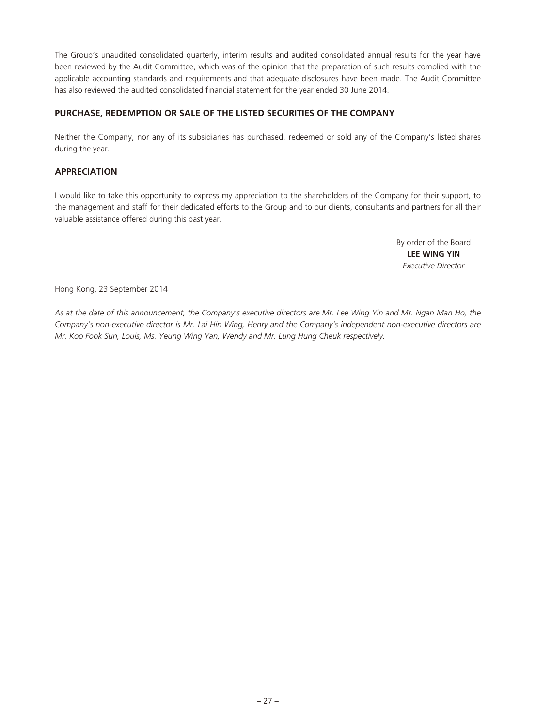The Group's unaudited consolidated quarterly, interim results and audited consolidated annual results for the year have been reviewed by the Audit Committee, which was of the opinion that the preparation of such results complied with the applicable accounting standards and requirements and that adequate disclosures have been made. The Audit Committee has also reviewed the audited consolidated financial statement for the year ended 30 June 2014.

## PURCHASE, REDEMPTION OR SALE OF THE LISTED SECURITIES OF THE COMPANY

Neither the Company, nor any of its subsidiaries has purchased, redeemed or sold any of the Company's listed shares during the year.

## APPRECIATION

I would like to take this opportunity to express my appreciation to the shareholders of the Company for their support, to the management and staff for their dedicated efforts to the Group and to our clients, consultants and partners for all their valuable assistance offered during this past year.

By order of the Board
**LEE WING YIN**
*Executive Director*

Hong Kong, 23 September 2014

*As at the date of this announcement, the Company's executive directors are Mr. Lee Wing Yin and Mr. Ngan Man Ho, the Company's non-executive director is Mr. Lai Hin Wing, Henry and the Company's independent non-executive directors are Mr. Koo Fook Sun, Louis, Ms. Yeung Wing Yan, Wendy and Mr. Lung Hung Cheuk respectively.*